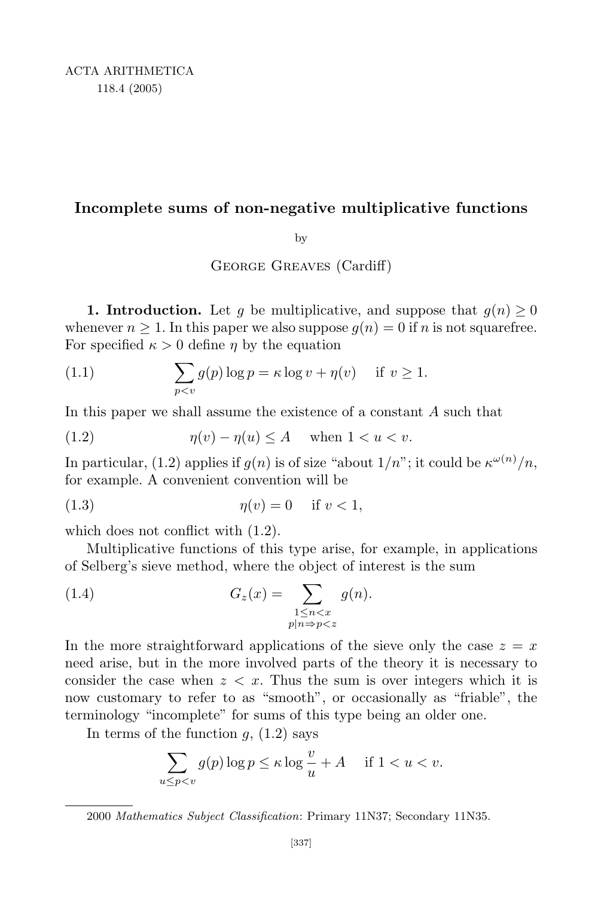# Incomplete sums of non-negative multiplicative functions

by

George Greaves (Cardiff)

**1. Introduction.** Let $g$ be multiplicative, and suppose that $g(n) \geq 0$ whenever $n \geq 1$. In this paper we also suppose $g(n) = 0$ if $n$ is not squarefree. For specified $\kappa > 0$ define $\eta$ by the equation

$$\sum_{p<v} g(p)\log p = \kappa \log v + \eta(v) \quad \text{if } v \geq 1. \tag{1.1}$$

In this paper we shall assume the existence of a constant $A$ such that

$$\eta(v) - \eta(u) \leq A \quad \text{when } 1 < u < v. \tag{1.2}$$

In particular, (1.2) applies if $g(n)$ is of size "about $1/n$"; it could be $\kappa^{\omega(n)}/n$, for example. A convenient convention will be

$$\eta(v) = 0 \quad \text{if } v < 1, \tag{1.3}$$

which does not conflict with (1.2).

Multiplicative functions of this type arise, for example, in applications of Selberg's sieve method, where the object of interest is the sum

$$G_z(x) = \sum_{\substack{1 \leq n < x \\ p \mid n \Rightarrow p < z}} g(n). \tag{1.4}$$

In the more straightforward applications of the sieve only the case $z = x$ need arise, but in the more involved parts of the theory it is necessary to consider the case when $z < x$. Thus the sum is over integers which it is now customary to refer to as "smooth", or occasionally as "friable", the terminology "incomplete" for sums of this type being an older one.

In terms of the function $g$, (1.2) says

$$\sum_{u \leq p < v} g(p)\log p \leq \kappa \log\frac{v}{u} + A \quad \text{if } 1 < u < v.$$

2000 *Mathematics Subject Classification*: Primary 11N37; Secondary 11N35.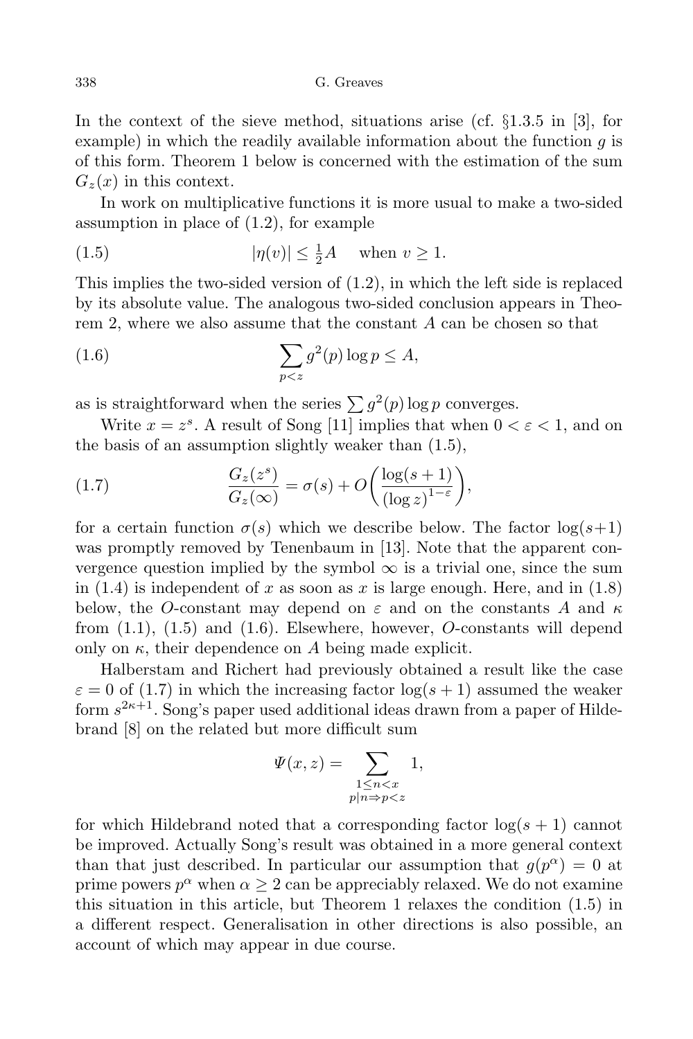In the context of the sieve method, situations arise (cf. §1.3.5 in [3], for example) in which the readily available information about the function $g$ is of this form. Theorem 1 below is concerned with the estimation of the sum $G_z(x)$ in this context.

In work on multiplicative functions it is more usual to make a two-sided assumption in place of (1.2), for example

$$|\eta(v)| \le \tfrac{1}{2}A \quad \text{when } v \ge 1. \tag{1.5}$$

This implies the two-sided version of (1.2), in which the left side is replaced by its absolute value. The analogous two-sided conclusion appears in Theorem 2, where we also assume that the constant $A$ can be chosen so that

$$\sum_{p<z} g^2(p) \log p \le A, \tag{1.6}$$

as is straightforward when the series $\sum g^2(p) \log p$ converges.

Write $x = z^s$. A result of Song [11] implies that when $0 < \varepsilon < 1$, and on the basis of an assumption slightly weaker than (1.5),

$$\frac{G_z(z^s)}{G_z(\infty)} = \sigma(s) + O\biggl(\frac{\log(s+1)}{(\log z)^{1-\varepsilon}}\biggr), \tag{1.7}$$

for a certain function $\sigma(s)$ which we describe below. The factor $\log(s+1)$ was promptly removed by Tenenbaum in [13]. Note that the apparent convergence question implied by the symbol $\infty$ is a trivial one, since the sum in (1.4) is independent of $x$ as soon as $x$ is large enough. Here, and in (1.8) below, the $O$-constant may depend on $\varepsilon$ and on the constants $A$ and $\kappa$ from (1.1), (1.5) and (1.6). Elsewhere, however, $O$-constants will depend only on $\kappa$, their dependence on $A$ being made explicit.

Halberstam and Richert had previously obtained a result like the case $\varepsilon = 0$ of (1.7) in which the increasing factor $\log(s+1)$ assumed the weaker form $s^{2\kappa+1}$. Song's paper used additional ideas drawn from a paper of Hildebrand [8] on the related but more difficult sum

$$\Psi(x,z) = \sum_{\substack{1 \le n < x \\ p \mid n \Rightarrow p < z}} 1,$$

for which Hildebrand noted that a corresponding factor $\log(s+1)$ cannot be improved. Actually Song's result was obtained in a more general context than that just described. In particular our assumption that $g(p^\alpha) = 0$ at prime powers $p^\alpha$ when $\alpha \ge 2$ can be appreciably relaxed. We do not examine this situation in this article, but Theorem 1 relaxes the condition (1.5) in a different respect. Generalisation in other directions is also possible, an account of which may appear in due course.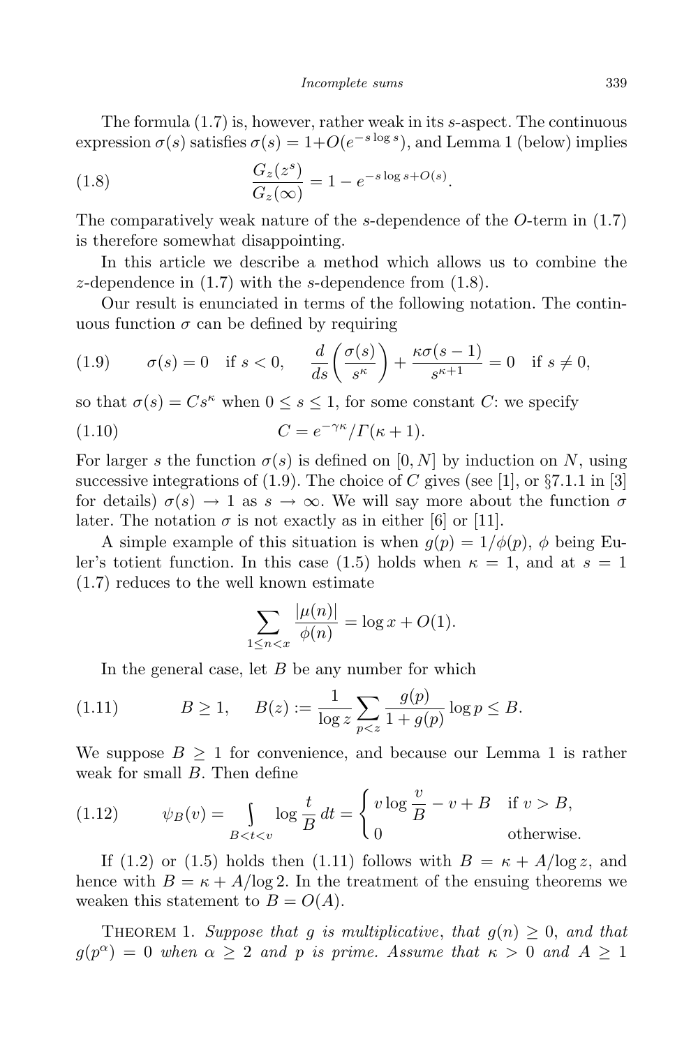The formula (1.7) is, however, rather weak in its $s$-aspect. The continuous expression $\sigma(s)$ satisfies $\sigma(s) = 1 + O(e^{-s\log s})$, and Lemma 1 (below) implies

$$\frac{G_z(z^s)}{G_z(\infty)} = 1 - e^{-s\log s + O(s)}. \tag{1.8}$$

The comparatively weak nature of the $s$-dependence of the $O$-term in (1.7) is therefore somewhat disappointing.

In this article we describe a method which allows us to combine the $z$-dependence in (1.7) with the $s$-dependence from (1.8).

Our result is enunciated in terms of the following notation. The continuous function $\sigma$ can be defined by requiring

$$\sigma(s) = 0 \quad \text{if } s < 0, \qquad \frac{d}{ds}\left(\frac{\sigma(s)}{s^\kappa}\right) + \frac{\kappa\sigma(s-1)}{s^{\kappa+1}} = 0 \quad \text{if } s \neq 0, \tag{1.9}$$

so that $\sigma(s) = Cs^\kappa$ when $0 \le s \le 1$, for some constant $C$: we specify

$$C = e^{-\gamma\kappa}/\Gamma(\kappa+1). \tag{1.10}$$

For larger $s$ the function $\sigma(s)$ is defined on $[0, N]$ by induction on $N$, using successive integrations of (1.9). The choice of $C$ gives (see [1], or §7.1.1 in [3] for details) $\sigma(s) \to 1$ as $s \to \infty$. We will say more about the function $\sigma$ later. The notation $\sigma$ is not exactly as in either [6] or [11].

A simple example of this situation is when $g(p) = 1/\phi(p)$, $\phi$ being Euler's totient function. In this case (1.5) holds when $\kappa = 1$, and at $s = 1$ (1.7) reduces to the well known estimate

$$\sum_{1 \le n < x} \frac{|\mu(n)|}{\phi(n)} = \log x + O(1).$$

In the general case, let $B$ be any number for which

$$B \ge 1, \qquad B(z) := \frac{1}{\log z}\sum_{p<z} \frac{g(p)}{1+g(p)}\log p \le B. \tag{1.11}$$

We suppose $B \ge 1$ for convenience, and because our Lemma 1 is rather weak for small $B$. Then define

$$\psi_B(v) = \int\limits_{B<t<v} \log\frac{t}{B}\,dt = \begin{cases} v\log\dfrac{v}{B} - v + B & \text{if } v > B, \\ 0 & \text{otherwise.} \end{cases} \tag{1.12}$$

If (1.2) or (1.5) holds then (1.11) follows with $B = \kappa + A/\log z$, and hence with $B = \kappa + A/\log 2$. In the treatment of the ensuing theorems we weaken this statement to $B = O(A)$.

Theorem 1. *Suppose that $g$ is multiplicative, that $g(n) \ge 0$, and that $g(p^\alpha) = 0$ when $\alpha \ge 2$ and $p$ is prime. Assume that $\kappa > 0$ and $A \ge 1$*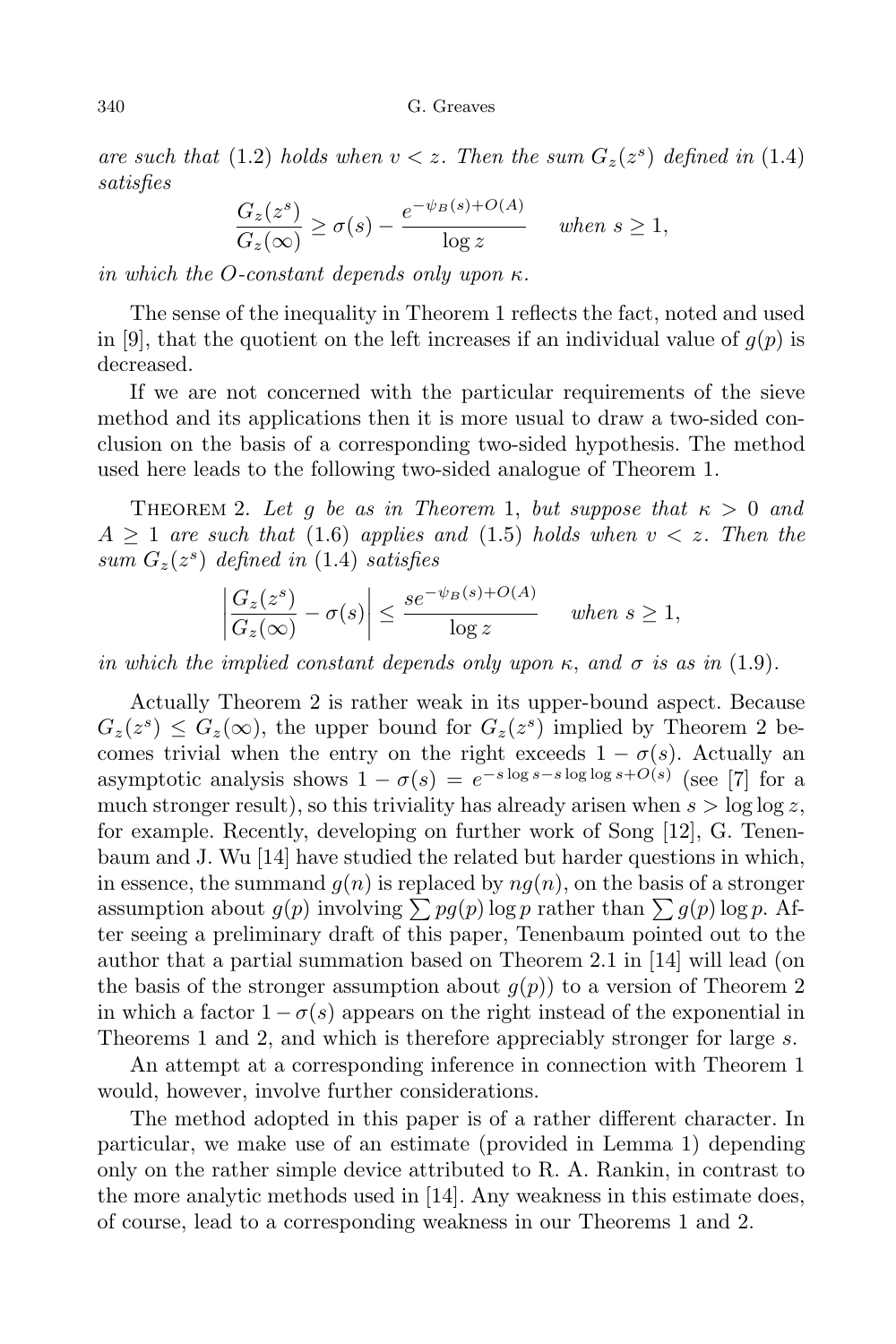*are such that* (1.2) *holds when* $v < z$. *Then the sum* $G_z(z^s)$ *defined in* (1.4) *satisfies*

$$\frac{G_z(z^s)}{G_z(\infty)} \geq \sigma(s) - \frac{e^{-\psi_B(s)+O(A)}}{\log z} \quad \text{when } s \geq 1,$$

*in which the O-constant depends only upon* $\kappa$.

The sense of the inequality in Theorem 1 reflects the fact, noted and used in [9], that the quotient on the left increases if an individual value of $g(p)$ is decreased.

If we are not concerned with the particular requirements of the sieve method and its applications then it is more usual to draw a two-sided conclusion on the basis of a corresponding two-sided hypothesis. The method used here leads to the following two-sided analogue of Theorem 1.

Theorem 2. *Let* $g$ *be as in Theorem* 1, *but suppose that* $\kappa > 0$ *and* $A \geq 1$ *are such that* (1.6) *applies and* (1.5) *holds when* $v < z$. *Then the sum* $G_z(z^s)$ *defined in* (1.4) *satisfies*

$$\left|\frac{G_z(z^s)}{G_z(\infty)} - \sigma(s)\right| \leq \frac{se^{-\psi_B(s)+O(A)}}{\log z} \quad \text{when } s \geq 1,$$

*in which the implied constant depends only upon* $\kappa$, *and* $\sigma$ *is as in* (1.9).

Actually Theorem 2 is rather weak in its upper-bound aspect. Because $G_z(z^s) \leq G_z(\infty)$, the upper bound for $G_z(z^s)$ implied by Theorem 2 becomes trivial when the entry on the right exceeds $1 - \sigma(s)$. Actually an asymptotic analysis shows $1 - \sigma(s) = e^{-s\log s - s\log\log s + O(s)}$ (see [7] for a much stronger result), so this triviality has already arisen when $s > \log\log z$, for example. Recently, developing on further work of Song [12], G. Tenenbaum and J. Wu [14] have studied the related but harder questions in which, in essence, the summand $g(n)$ is replaced by $ng(n)$, on the basis of a stronger assumption about $g(p)$ involving $\sum pg(p)\log p$ rather than $\sum g(p)\log p$. After seeing a preliminary draft of this paper, Tenenbaum pointed out to the author that a partial summation based on Theorem 2.1 in [14] will lead (on the basis of the stronger assumption about $g(p)$) to a version of Theorem 2 in which a factor $1 - \sigma(s)$ appears on the right instead of the exponential in Theorems 1 and 2, and which is therefore appreciably stronger for large $s$.

An attempt at a corresponding inference in connection with Theorem 1 would, however, involve further considerations.

The method adopted in this paper is of a rather different character. In particular, we make use of an estimate (provided in Lemma 1) depending only on the rather simple device attributed to R. A. Rankin, in contrast to the more analytic methods used in [14]. Any weakness in this estimate does, of course, lead to a corresponding weakness in our Theorems 1 and 2.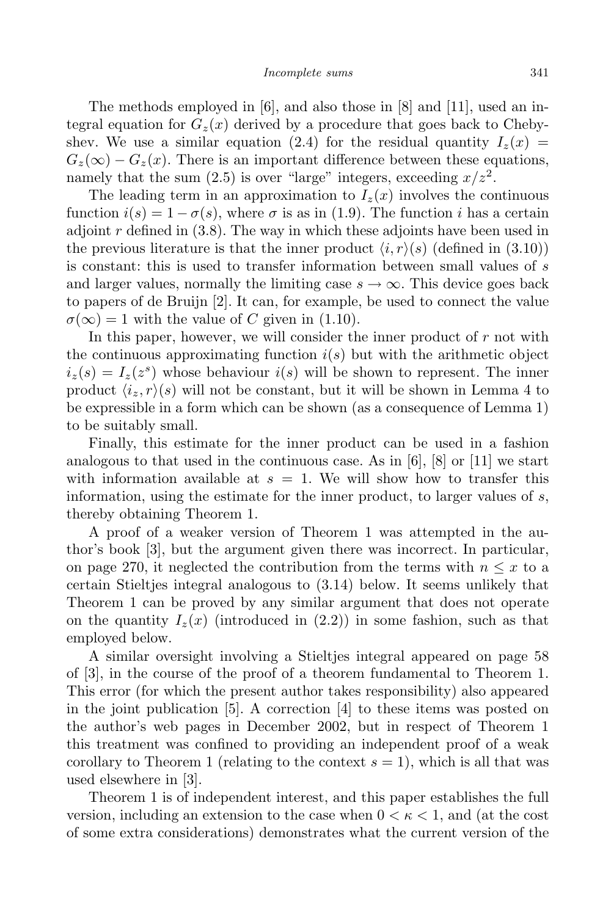The methods employed in [6], and also those in [8] and [11], used an integral equation for $G_z(x)$ derived by a procedure that goes back to Chebyshev. We use a similar equation (2.4) for the residual quantity $I_z(x) = G_z(\infty) - G_z(x)$. There is an important difference between these equations, namely that the sum (2.5) is over "large" integers, exceeding $x/z^2$.

The leading term in an approximation to $I_z(x)$ involves the continuous function $i(s) = 1 - \sigma(s)$, where $\sigma$ is as in (1.9). The function $i$ has a certain adjoint $r$ defined in (3.8). The way in which these adjoints have been used in the previous literature is that the inner product $\langle i, r\rangle(s)$ (defined in (3.10)) is constant: this is used to transfer information between small values of $s$ and larger values, normally the limiting case $s \to \infty$. This device goes back to papers of de Bruijn [2]. It can, for example, be used to connect the value $\sigma(\infty) = 1$ with the value of $C$ given in (1.10).

In this paper, however, we will consider the inner product of $r$ not with the continuous approximating function $i(s)$ but with the arithmetic object $i_z(s) = I_z(z^s)$ whose behaviour $i(s)$ will be shown to represent. The inner product $\langle i_z, r\rangle(s)$ will not be constant, but it will be shown in Lemma 4 to be expressible in a form which can be shown (as a consequence of Lemma 1) to be suitably small.

Finally, this estimate for the inner product can be used in a fashion analogous to that used in the continuous case. As in [6], [8] or [11] we start with information available at $s = 1$. We will show how to transfer this information, using the estimate for the inner product, to larger values of $s$, thereby obtaining Theorem 1.

A proof of a weaker version of Theorem 1 was attempted in the author's book [3], but the argument given there was incorrect. In particular, on page 270, it neglected the contribution from the terms with $n \le x$ to a certain Stieltjes integral analogous to (3.14) below. It seems unlikely that Theorem 1 can be proved by any similar argument that does not operate on the quantity $I_z(x)$ (introduced in (2.2)) in some fashion, such as that employed below.

A similar oversight involving a Stieltjes integral appeared on page 58 of [3], in the course of the proof of a theorem fundamental to Theorem 1. This error (for which the present author takes responsibility) also appeared in the joint publication [5]. A correction [4] to these items was posted on the author's web pages in December 2002, but in respect of Theorem 1 this treatment was confined to providing an independent proof of a weak corollary to Theorem 1 (relating to the context $s = 1$), which is all that was used elsewhere in [3].

Theorem 1 is of independent interest, and this paper establishes the full version, including an extension to the case when $0 < \kappa < 1$, and (at the cost of some extra considerations) demonstrates what the current version of the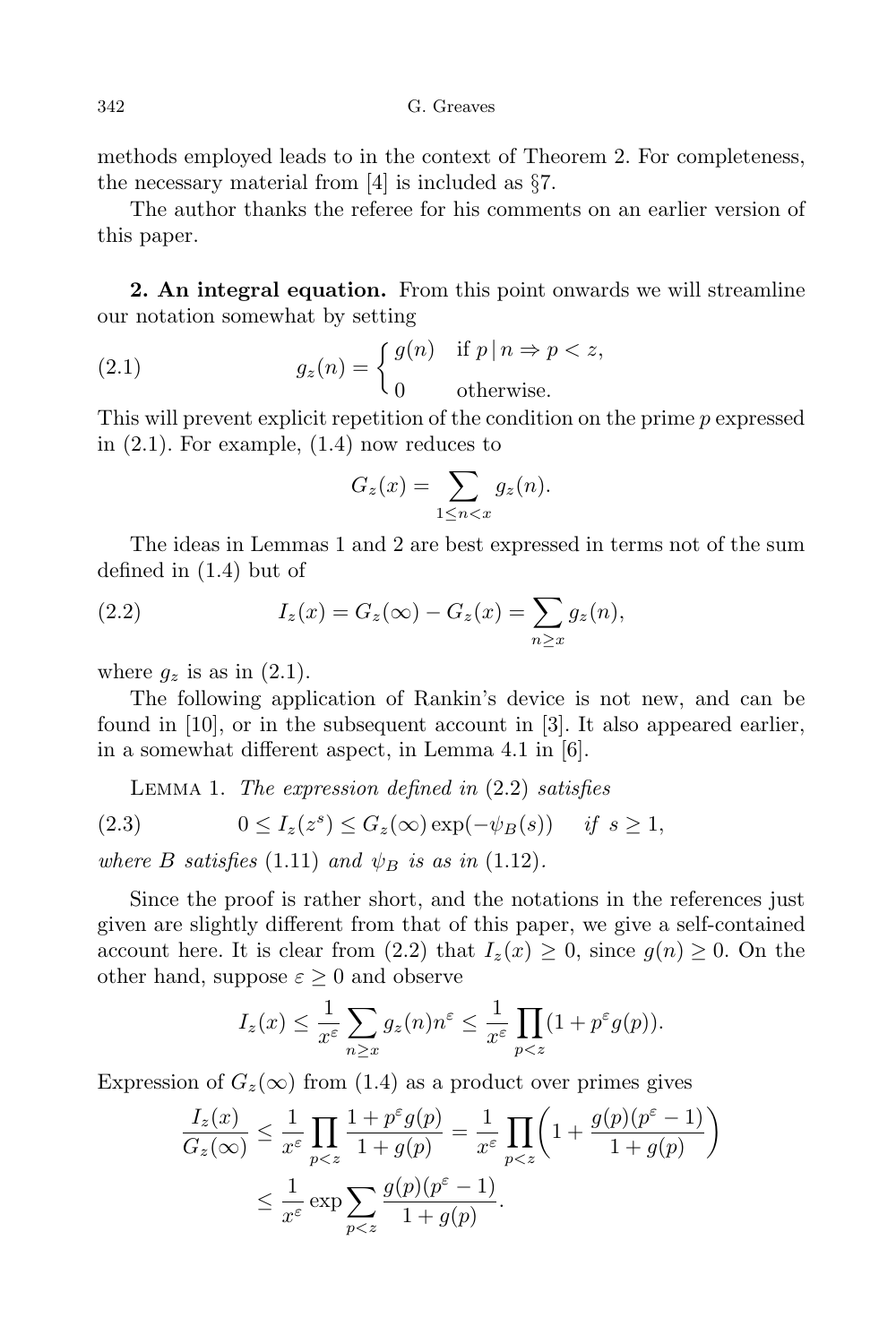methods employed leads to in the context of Theorem 2. For completeness, the necessary material from [4] is included as §7.

The author thanks the referee for his comments on an earlier version of this paper.

**2. An integral equation.** From this point onwards we will streamline our notation somewhat by setting

$$g_z(n) = \begin{cases} g(n) & \text{if } p \mid n \Rightarrow p < z, \\ 0 & \text{otherwise.} \end{cases} \tag{2.1}$$

This will prevent explicit repetition of the condition on the prime $p$ expressed in (2.1). For example, (1.4) now reduces to

$$G_z(x) = \sum_{1 \le n < x} g_z(n).$$

The ideas in Lemmas 1 and 2 are best expressed in terms not of the sum defined in (1.4) but of

$$I_z(x) = G_z(\infty) - G_z(x) = \sum_{n \ge x} g_z(n), \tag{2.2}$$

where $g_z$ is as in (2.1).

The following application of Rankin's device is not new, and can be found in [10], or in the subsequent account in [3]. It also appeared earlier, in a somewhat different aspect, in Lemma 4.1 in [6].

Lemma 1. *The expression defined in* (2.2) *satisfies*

$$0 \le I_z(z^s) \le G_z(\infty) \exp(-\psi_B(s)) \quad \text{if } s \ge 1, \tag{2.3}$$

*where $B$ satisfies* (1.11) *and $\psi_B$ is as in* (1.12).

Since the proof is rather short, and the notations in the references just given are slightly different from that of this paper, we give a self-contained account here. It is clear from (2.2) that $I_z(x) \ge 0$, since $g(n) \ge 0$. On the other hand, suppose $\varepsilon \ge 0$ and observe

$$I_z(x) \le \frac{1}{x^\varepsilon} \sum_{n \ge x} g_z(n) n^\varepsilon \le \frac{1}{x^\varepsilon} \prod_{p<z} (1 + p^\varepsilon g(p)).$$

Expression of $G_z(\infty)$ from (1.4) as a product over primes gives

$$\begin{aligned} \frac{I_z(x)}{G_z(\infty)} &\le \frac{1}{x^\varepsilon} \prod_{p<z} \frac{1 + p^\varepsilon g(p)}{1 + g(p)} = \frac{1}{x^\varepsilon} \prod_{p<z} \left(1 + \frac{g(p)(p^\varepsilon - 1)}{1 + g(p)}\right) \\ &\le \frac{1}{x^\varepsilon} \exp \sum_{p<z} \frac{g(p)(p^\varepsilon - 1)}{1 + g(p)}. \end{aligned}$$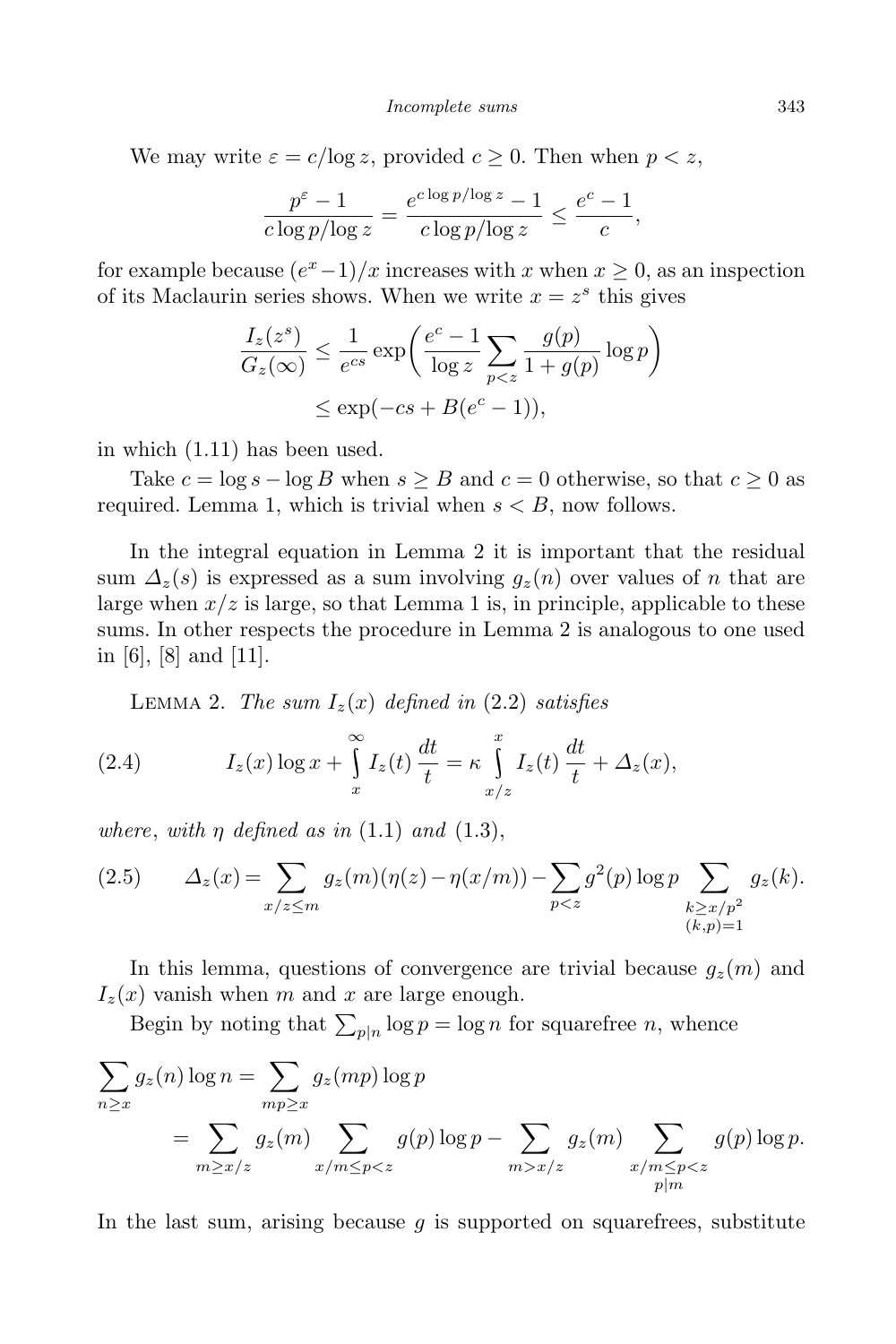We may write $\varepsilon = c/\log z$, provided $c \geq 0$. Then when $p < z$,

$$\frac{p^\varepsilon - 1}{c \log p/\log z} = \frac{e^{c\log p/\log z} - 1}{c\log p/\log z} \leq \frac{e^c - 1}{c},$$

for example because $(e^x - 1)/x$ increases with $x$ when $x \geq 0$, as an inspection of its Maclaurin series shows. When we write $x = z^s$ this gives

$$\frac{I_z(z^s)}{G_z(\infty)} \leq \frac{1}{e^{cs}} \exp\biggl(\frac{e^c - 1}{\log z} \sum_{p<z} \frac{g(p)}{1+g(p)} \log p\biggr)$$
$$\leq \exp(-cs + B(e^c - 1)),$$

in which (1.11) has been used.

Take $c = \log s - \log B$ when $s \geq B$ and $c = 0$ otherwise, so that $c \geq 0$ as required. Lemma 1, which is trivial when $s < B$, now follows.

In the integral equation in Lemma 2 it is important that the residual sum $\Delta_z(s)$ is expressed as a sum involving $g_z(n)$ over values of $n$ that are large when $x/z$ is large, so that Lemma 1 is, in principle, applicable to these sums. In other respects the procedure in Lemma 2 is analogous to one used in [6], [8] and [11].

Lemma 2. *The sum $I_z(x)$ defined in* (2.2) *satisfies*

$$I_z(x)\log x + \int_x^\infty I_z(t)\,\frac{dt}{t} = \kappa \int_{x/z}^x I_z(t)\,\frac{dt}{t} + \Delta_z(x), \tag{2.4}$$

*where*, *with $\eta$ defined as in* (1.1) *and* (1.3),

$$\Delta_z(x) = \sum_{x/z \leq m} g_z(m)(\eta(z) - \eta(x/m)) - \sum_{p<z} g^2(p)\log p \sum_{\substack{k \geq x/p^2 \\ (k,p)=1}} g_z(k). \tag{2.5}$$

In this lemma, questions of convergence are trivial because $g_z(m)$ and $I_z(x)$ vanish when $m$ and $x$ are large enough.

Begin by noting that $\sum_{p|n} \log p = \log n$ for squarefree $n$, whence

$$\sum_{n \geq x} g_z(n)\log n = \sum_{mp \geq x} g_z(mp)\log p$$
$$= \sum_{m \geq x/z} g_z(m) \sum_{x/m \leq p < z} g(p)\log p - \sum_{m > x/z} g_z(m) \sum_{\substack{x/m \leq p < z \\ p|m}} g(p)\log p.$$

In the last sum, arising because $g$ is supported on squarefrees, substitute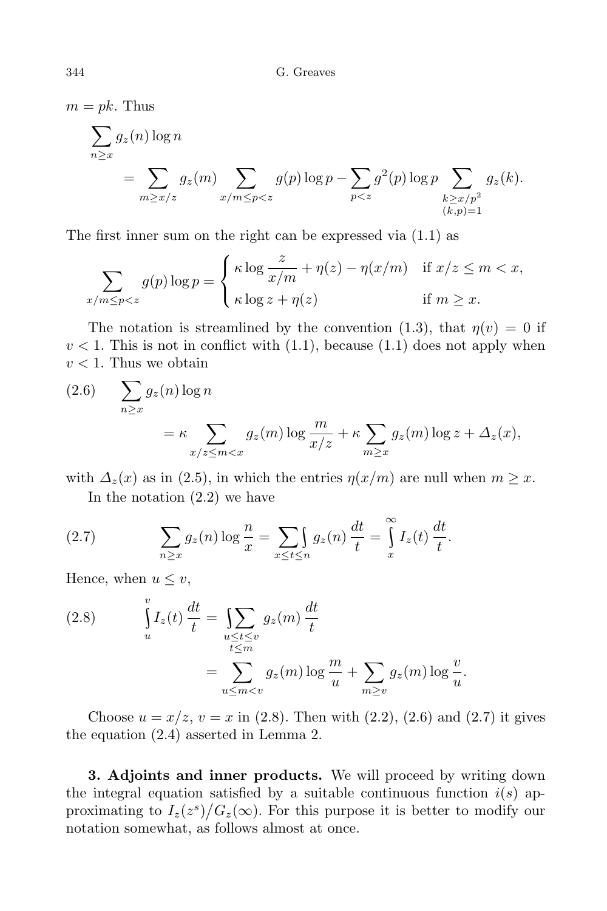$m = pk$. Thus

$$\sum_{n \ge x} g_z(n) \log n = \sum_{m \ge x/z} g_z(m) \sum_{x/m \le p < z} g(p) \log p - \sum_{p < z} g^2(p) \log p \sum_{\substack{k \ge x/p^2 \\ (k,p)=1}} g_z(k).$$

The first inner sum on the right can be expressed via (1.1) as

$$\sum_{x/m \le p < z} g(p) \log p = \begin{cases} \kappa \log \dfrac{z}{x/m} + \eta(z) - \eta(x/m) & \text{if } x/z \le m < x, \\ \kappa \log z + \eta(z) & \text{if } m \ge x. \end{cases}$$

The notation is streamlined by the convention (1.3), that $\eta(v) = 0$ if $v < 1$. This is not in conflict with (1.1), because (1.1) does not apply when $v < 1$. Thus we obtain

$$\sum_{n \ge x} g_z(n) \log n = \kappa \sum_{x/z \le m < x} g_z(m) \log \frac{m}{x/z} + \kappa \sum_{m \ge x} g_z(m) \log z + \Delta_z(x), \tag{2.6}$$

with $\Delta_z(x)$ as in (2.5), in which the entries $\eta(x/m)$ are null when $m \ge x$.

In the notation (2.2) we have

$$\sum_{n \ge x} g_z(n) \log \frac{n}{x} = \sum \int_{x \le t \le n} g_z(n) \frac{dt}{t} = \int_x^{\infty} I_z(t) \frac{dt}{t}. \tag{2.7}$$

Hence, when $u \le v$,

$$\int_u^v I_z(t) \frac{dt}{t} = \int \sum_{\substack{u \le t \le v \\ t \le m}} g_z(m) \frac{dt}{t} = \sum_{u \le m < v} g_z(m) \log \frac{m}{u} + \sum_{m \ge v} g_z(m) \log \frac{v}{u}. \tag{2.8}$$

Choose $u = x/z$, $v = x$ in (2.8). Then with (2.2), (2.6) and (2.7) it gives the equation (2.4) asserted in Lemma 2.

**3. Adjoints and inner products.** We will proceed by writing down the integral equation satisfied by a suitable continuous function $i(s)$ approximating to $I_z(z^s)/G_z(\infty)$. For this purpose it is better to modify our notation somewhat, as follows almost at once.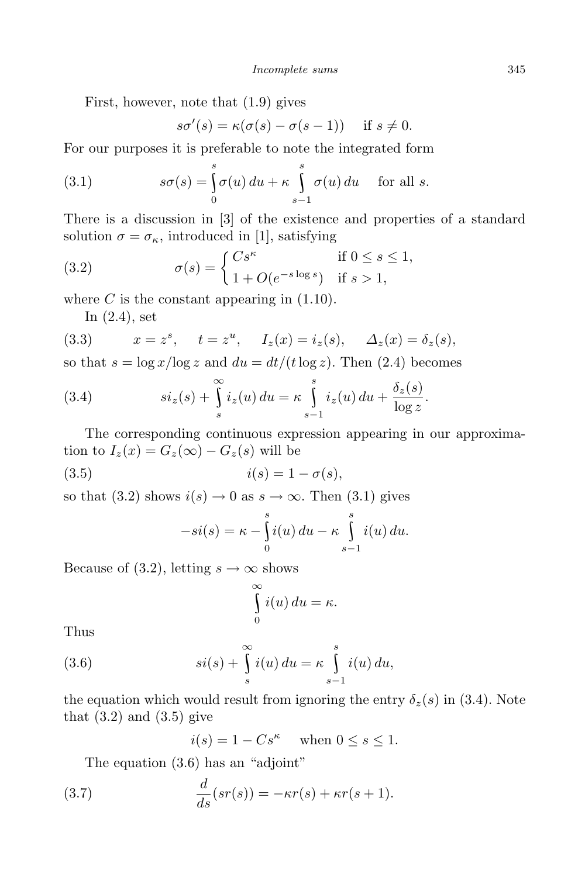First, however, note that (1.9) gives

$$s\sigma'(s) = \kappa(\sigma(s) - \sigma(s-1)) \quad \text{if } s \neq 0.$$

For our purposes it is preferable to note the integrated form

$$s\sigma(s) = \int_0^s \sigma(u)\,du + \kappa \int_{s-1}^s \sigma(u)\,du \quad \text{for all } s. \tag{3.1}$$

There is a discussion in [3] of the existence and properties of a standard solution $\sigma = \sigma_\kappa$, introduced in [1], satisfying

$$\sigma(s) = \begin{cases} Cs^\kappa & \text{if } 0 \le s \le 1, \\ 1 + O(e^{-s\log s}) & \text{if } s > 1, \end{cases} \tag{3.2}$$

where $C$ is the constant appearing in (1.10).

In (2.4), set

$$x = z^s, \quad t = z^u, \quad I_z(x) = i_z(s), \quad \Delta_z(x) = \delta_z(s), \tag{3.3}$$

so that $s = \log x/\log z$ and $du = dt/(t\log z)$. Then (2.4) becomes

$$si_z(s) + \int_s^\infty i_z(u)\,du = \kappa \int_{s-1}^s i_z(u)\,du + \frac{\delta_z(s)}{\log z}. \tag{3.4}$$

The corresponding continuous expression appearing in our approximation to $I_z(x) = G_z(\infty) - G_z(s)$ will be

$$i(s) = 1 - \sigma(s), \tag{3.5}$$

so that (3.2) shows $i(s) \to 0$ as $s \to \infty$. Then (3.1) gives

$$-si(s) = \kappa - \int_0^s i(u)\,du - \kappa \int_{s-1}^s i(u)\,du.$$

Because of (3.2), letting $s \to \infty$ shows

$$\int_0^\infty i(u)\,du = \kappa.$$

Thus

$$si(s) + \int_s^\infty i(u)\,du = \kappa \int_{s-1}^s i(u)\,du, \tag{3.6}$$

the equation which would result from ignoring the entry $\delta_z(s)$ in (3.4). Note that (3.2) and (3.5) give

$$i(s) = 1 - Cs^\kappa \quad \text{when } 0 \le s \le 1.$$

The equation (3.6) has an "adjoint"

$$\frac{d}{ds}(sr(s)) = -\kappa r(s) + \kappa r(s+1). \tag{3.7}$$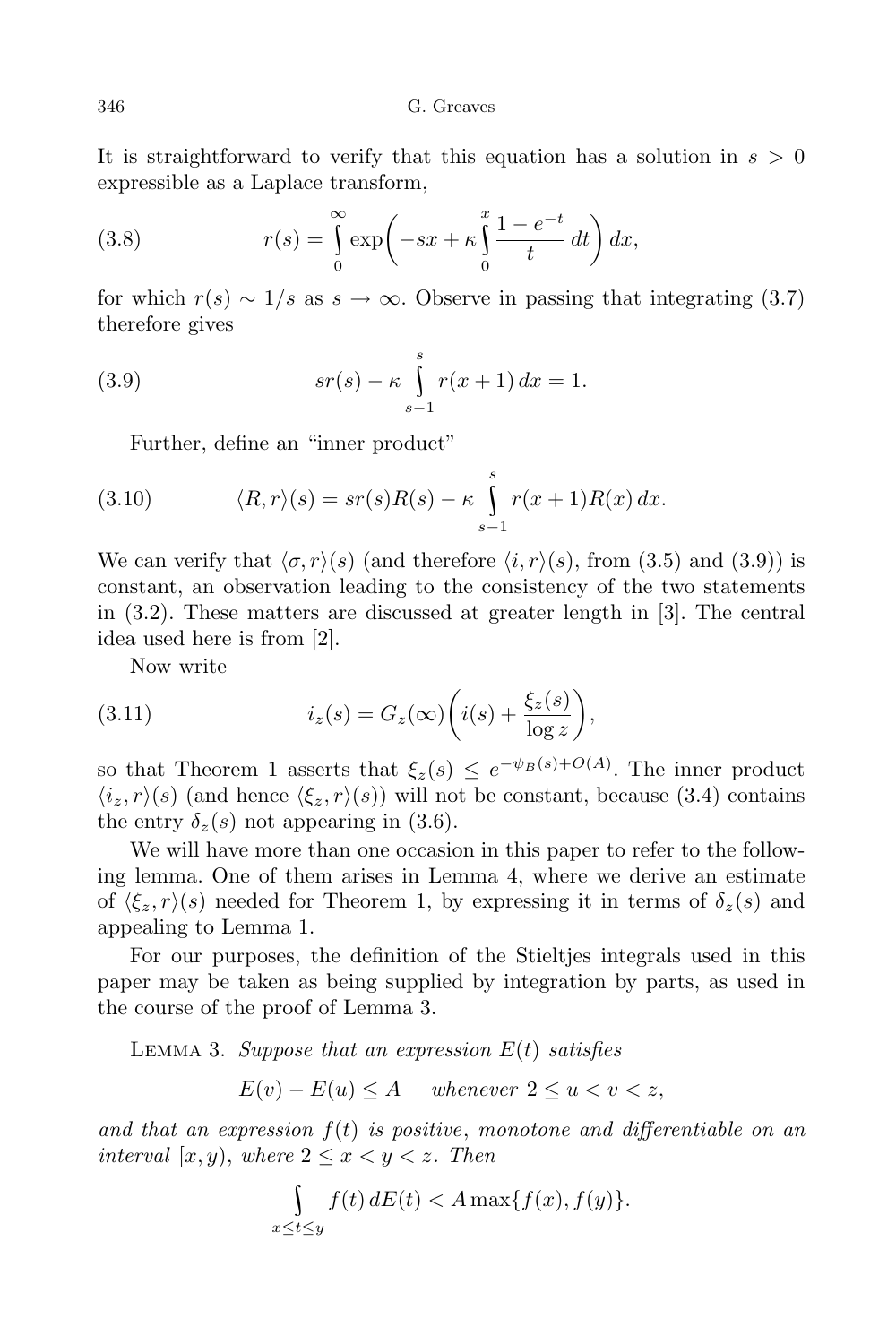It is straightforward to verify that this equation has a solution in $s > 0$ expressible as a Laplace transform,

$$r(s) = \int_0^\infty \exp\biggl(-sx + \kappa \int_0^x \frac{1-e^{-t}}{t}\,dt\biggr)\,dx, \tag{3.8}$$

for which $r(s) \sim 1/s$ as $s \to \infty$. Observe in passing that integrating (3.7) therefore gives

$$sr(s) - \kappa \int_{s-1}^{s} r(x+1)\,dx = 1. \tag{3.9}$$

Further, define an "inner product"

$$\langle R, r\rangle(s) = sr(s)R(s) - \kappa \int_{s-1}^{s} r(x+1)R(x)\,dx. \tag{3.10}$$

We can verify that $\langle \sigma, r\rangle(s)$ (and therefore $\langle i, r\rangle(s)$, from (3.5) and (3.9)) is constant, an observation leading to the consistency of the two statements in (3.2). These matters are discussed at greater length in [3]. The central idea used here is from [2].

Now write

$$i_z(s) = G_z(\infty)\biggl(i(s) + \frac{\xi_z(s)}{\log z}\biggr), \tag{3.11}$$

so that Theorem 1 asserts that $\xi_z(s) \le e^{-\psi_B(s)+O(A)}$. The inner product $\langle i_z, r\rangle(s)$ (and hence $\langle \xi_z, r\rangle(s)$) will not be constant, because (3.4) contains the entry $\delta_z(s)$ not appearing in (3.6).

We will have more than one occasion in this paper to refer to the following lemma. One of them arises in Lemma 4, where we derive an estimate of $\langle \xi_z, r\rangle(s)$ needed for Theorem 1, by expressing it in terms of $\delta_z(s)$ and appealing to Lemma 1.

For our purposes, the definition of the Stieltjes integrals used in this paper may be taken as being supplied by integration by parts, as used in the course of the proof of Lemma 3.

Lemma 3. *Suppose that an expression $E(t)$ satisfies*

$$E(v) - E(u) \le A \quad \text{whenever } 2 \le u < v < z,$$

*and that an expression $f(t)$ is positive, monotone and differentiable on an interval $[x, y)$, where $2 \le x < y < z$. Then*

$$\int_{x \le t \le y} f(t)\,dE(t) < A \max\{f(x), f(y)\}.$$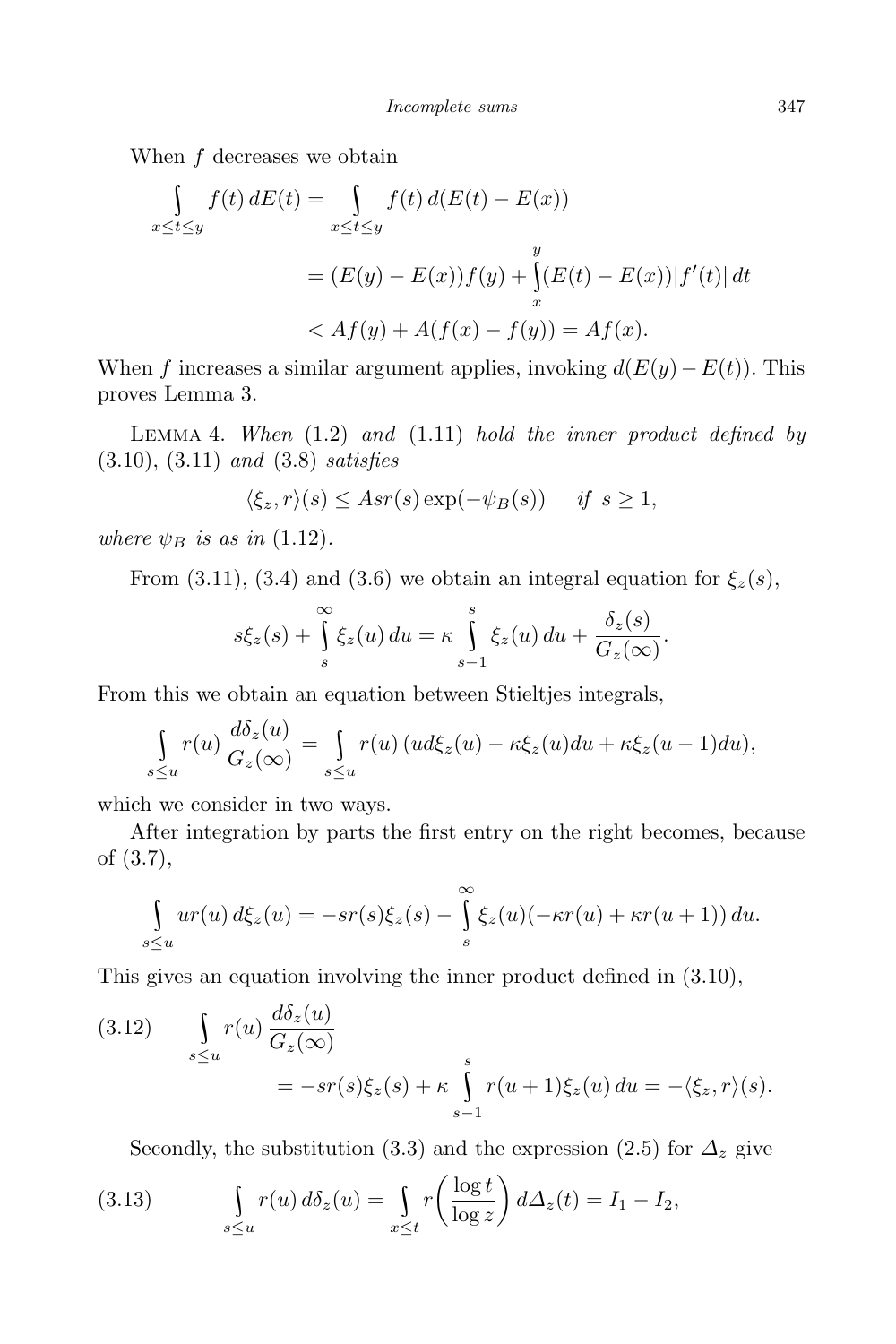When $f$ decreases we obtain

$$\begin{aligned}
\int\limits_{x\le t\le y} f(t)\,dE(t) &= \int\limits_{x\le t\le y} f(t)\,d(E(t)-E(x)) \\
&= (E(y)-E(x))f(y) + \int\limits_x^y (E(t)-E(x))|f'(t)|\,dt \\
&< Af(y) + A(f(x)-f(y)) = Af(x).
\end{aligned}$$

When $f$ increases a similar argument applies, invoking $d(E(y)-E(t))$. This proves Lemma 3.

Lemma 4. *When* (1.2) *and* (1.11) *hold the inner product defined by* (3.10), (3.11) *and* (3.8) *satisfies*

$$\langle \xi_z, r\rangle(s) \le Asr(s)\exp(-\psi_B(s)) \quad \text{ if } s\ge 1,$$

*where* $\psi_B$ *is as in* (1.12).

From (3.11), (3.4) and (3.6) we obtain an integral equation for $\xi_z(s)$,

$$s\xi_z(s) + \int\limits_s^\infty \xi_z(u)\,du = \kappa \int\limits_{s-1}^s \xi_z(u)\,du + \frac{\delta_z(s)}{G_z(\infty)}.$$

From this we obtain an equation between Stieltjes integrals,

$$\int\limits_{s\le u} r(u)\,\frac{d\delta_z(u)}{G_z(\infty)} = \int\limits_{s\le u} r(u)\,(u d\xi_z(u) - \kappa\xi_z(u)du + \kappa\xi_z(u-1)du),$$

which we consider in two ways.

After integration by parts the first entry on the right becomes, because of (3.7),

$$\int\limits_{s\le u} ur(u)\,d\xi_z(u) = -sr(s)\xi_z(s) - \int\limits_s^\infty \xi_z(u)(-\kappa r(u) + \kappa r(u+1))\,du.$$

This gives an equation involving the inner product defined in (3.10),

$$\begin{aligned}
(3.12)\qquad &\int\limits_{s\le u} r(u)\,\frac{d\delta_z(u)}{G_z(\infty)} \\
&\qquad = -sr(s)\xi_z(s) + \kappa\int\limits_{s-1}^s r(u+1)\xi_z(u)\,du = -\langle \xi_z, r\rangle(s).
\end{aligned}$$

Secondly, the substitution (3.3) and the expression (2.5) for $\varDelta_z$ give

$$(3.13)\qquad \int\limits_{s\le u} r(u)\,d\delta_z(u) = \int\limits_{x\le t} r\bigg(\frac{\log t}{\log z}\bigg)\,d\varDelta_z(t) = I_1 - I_2,$$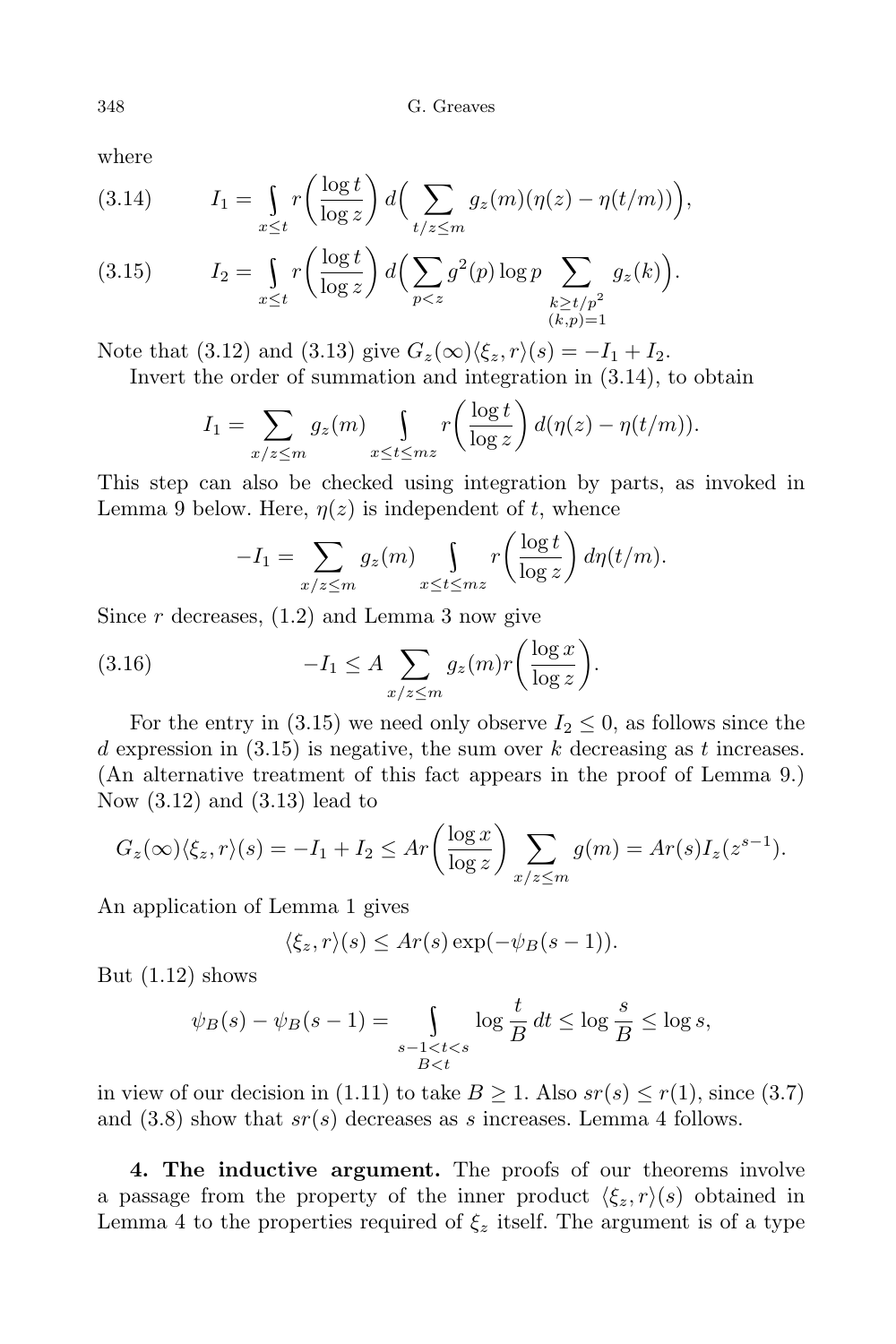where

$$I_1 = \int_{x \le t} r\left(\frac{\log t}{\log z}\right) d\Big(\sum_{t/z \le m} g_z(m)(\eta(z) - \eta(t/m))\Big), \tag{3.14}$$

$$I_2 = \int_{x \le t} r\left(\frac{\log t}{\log z}\right) d\Big(\sum_{p<z} g^2(p) \log p \sum_{\substack{k \ge t/p^2 \\ (k,p)=1}} g_z(k)\Big). \tag{3.15}$$

Note that (3.12) and (3.13) give $G_z(\infty)\langle \xi_z, r\rangle(s) = -I_1 + I_2$.

Invert the order of summation and integration in (3.14), to obtain

$$I_1 = \sum_{x/z \le m} g_z(m) \int_{x \le t \le mz} r\left(\frac{\log t}{\log z}\right) d(\eta(z) - \eta(t/m)).$$

This step can also be checked using integration by parts, as invoked in Lemma 9 below. Here, $\eta(z)$ is independent of $t$, whence

$$-I_1 = \sum_{x/z \le m} g_z(m) \int_{x \le t \le mz} r\left(\frac{\log t}{\log z}\right) d\eta(t/m).$$

Since $r$ decreases, (1.2) and Lemma 3 now give

$$-I_1 \le A \sum_{x/z \le m} g_z(m) r\left(\frac{\log x}{\log z}\right). \tag{3.16}$$

For the entry in (3.15) we need only observe $I_2 \le 0$, as follows since the $d$ expression in (3.15) is negative, the sum over $k$ decreasing as $t$ increases. (An alternative treatment of this fact appears in the proof of Lemma 9.) Now (3.12) and (3.13) lead to

$$G_z(\infty)\langle \xi_z, r\rangle(s) = -I_1 + I_2 \le A r\left(\frac{\log x}{\log z}\right) \sum_{x/z \le m} g(m) = A r(s) I_z(z^{s-1}).$$

An application of Lemma 1 gives

$$\langle \xi_z, r\rangle(s) \le A r(s) \exp(-\psi_B(s-1)).$$

But (1.12) shows

$$\psi_B(s) - \psi_B(s-1) = \int_{\substack{s-1<t<s \\ B<t}} \log\frac{t}{B}\, dt \le \log\frac{s}{B} \le \log s,$$

in view of our decision in (1.11) to take $B \ge 1$. Also $sr(s) \le r(1)$, since (3.7) and (3.8) show that $sr(s)$ decreases as $s$ increases. Lemma 4 follows.

**4. The inductive argument.** The proofs of our theorems involve a passage from the property of the inner product $\langle \xi_z, r\rangle(s)$ obtained in Lemma 4 to the properties required of $\xi_z$ itself. The argument is of a type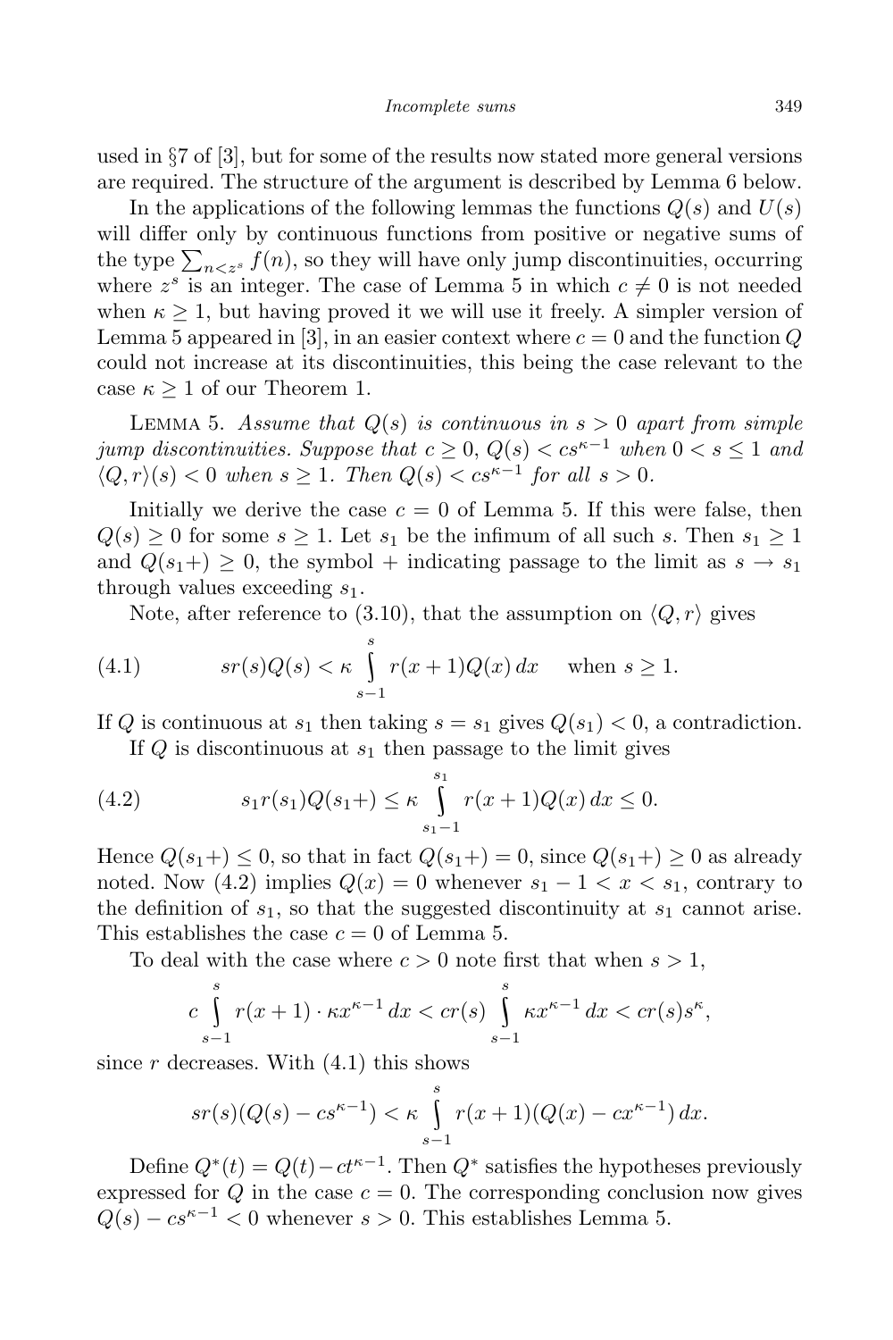used in §7 of [3], but for some of the results now stated more general versions are required. The structure of the argument is described by Lemma 6 below.

In the applications of the following lemmas the functions $Q(s)$ and $U(s)$ will differ only by continuous functions from positive or negative sums of the type $\sum_{n<z^s} f(n)$, so they will have only jump discontinuities, occurring where $z^s$ is an integer. The case of Lemma 5 in which $c \neq 0$ is not needed when $\kappa \geq 1$, but having proved it we will use it freely. A simpler version of Lemma 5 appeared in [3], in an easier context where $c = 0$ and the function $Q$ could not increase at its discontinuities, this being the case relevant to the case $\kappa \geq 1$ of our Theorem 1.

Lemma 5. *Assume that $Q(s)$ is continuous in $s > 0$ apart from simple jump discontinuities. Suppose that $c \geq 0$, $Q(s) < cs^{\kappa-1}$ when $0 < s \leq 1$ and $\langle Q, r\rangle(s) < 0$ when $s \geq 1$. Then $Q(s) < cs^{\kappa-1}$ for all $s > 0$.*

Initially we derive the case $c = 0$ of Lemma 5. If this were false, then $Q(s) \geq 0$ for some $s \geq 1$. Let $s_1$ be the infimum of all such $s$. Then $s_1 \geq 1$ and $Q(s_1+) \geq 0$, the symbol $+$ indicating passage to the limit as $s \to s_1$ through values exceeding $s_1$.

Note, after reference to (3.10), that the assumption on $\langle Q, r\rangle$ gives

$$sr(s)Q(s) < \kappa \int_{s-1}^{s} r(x+1)Q(x)\,dx \quad \text{when } s \geq 1. \tag{4.1}$$

If $Q$ is continuous at $s_1$ then taking $s = s_1$ gives $Q(s_1) < 0$, a contradiction.

If $Q$ is discontinuous at $s_1$ then passage to the limit gives

$$s_1 r(s_1)Q(s_1+) \leq \kappa \int_{s_1-1}^{s_1} r(x+1)Q(x)\,dx \leq 0. \tag{4.2}$$

Hence $Q(s_1+) \leq 0$, so that in fact $Q(s_1+) = 0$, since $Q(s_1+) \geq 0$ as already noted. Now (4.2) implies $Q(x) = 0$ whenever $s_1 - 1 < x < s_1$, contrary to the definition of $s_1$, so that the suggested discontinuity at $s_1$ cannot arise. This establishes the case $c = 0$ of Lemma 5.

To deal with the case where $c > 0$ note first that when $s > 1$,

$$c \int_{s-1}^{s} r(x+1) \cdot \kappa x^{\kappa-1}\,dx < cr(s) \int_{s-1}^{s} \kappa x^{\kappa-1}\,dx < cr(s)s^{\kappa},$$

since $r$ decreases. With (4.1) this shows

$$sr(s)(Q(s) - cs^{\kappa-1}) < \kappa \int_{s-1}^{s} r(x+1)(Q(x) - cx^{\kappa-1})\,dx.$$

Define $Q^*(t) = Q(t) - ct^{\kappa-1}$. Then $Q^*$ satisfies the hypotheses previously expressed for $Q$ in the case $c = 0$. The corresponding conclusion now gives $Q(s) - cs^{\kappa-1} < 0$ whenever $s > 0$. This establishes Lemma 5.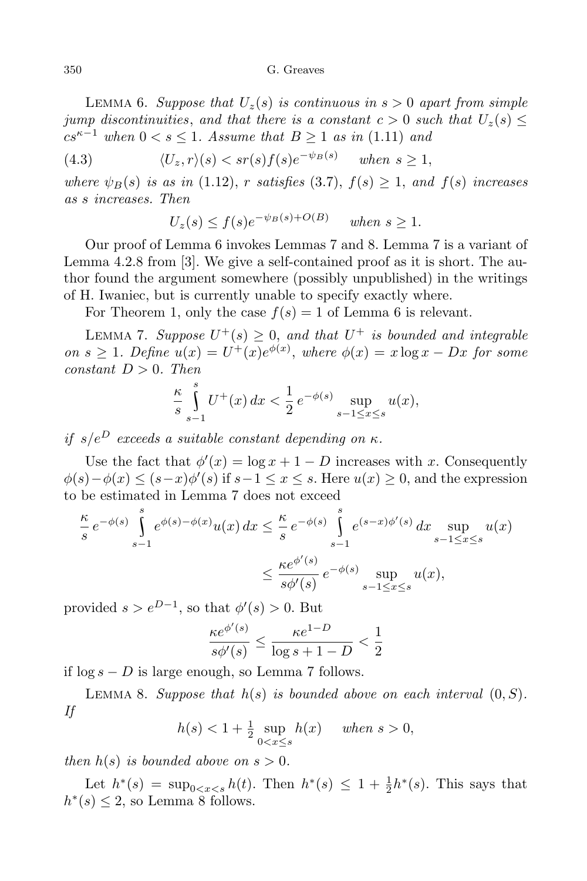Lemma 6. *Suppose that $U_z(s)$ is continuous in $s > 0$ apart from simple jump discontinuities, and that there is a constant $c > 0$ such that $U_z(s) \le cs^{\kappa-1}$ when $0 < s \le 1$. Assume that $B \ge 1$ as in* (1.11) *and*

$$\langle U_z, r\rangle(s) < sr(s)f(s)e^{-\psi_B(s)} \quad \text{ when } s \ge 1, \tag{4.3}$$

*where $\psi_B(s)$ is as in* (1.12), *$r$ satisfies* (3.7), *$f(s) \ge 1$, and $f(s)$ increases as $s$ increases. Then*

$$U_z(s) \le f(s)e^{-\psi_B(s)+O(B)} \quad \text{ when } s \ge 1.$$

Our proof of Lemma 6 invokes Lemmas 7 and 8. Lemma 7 is a variant of Lemma 4.2.8 from [3]. We give a self-contained proof as it is short. The author found the argument somewhere (possibly unpublished) in the writings of H. Iwaniec, but is currently unable to specify exactly where.

For Theorem 1, only the case $f(s) = 1$ of Lemma 6 is relevant.

Lemma 7. *Suppose $U^+(s) \ge 0$, and that $U^+$ is bounded and integrable on $s \ge 1$. Define $u(x) = U^+(x)e^{\phi(x)}$, where $\phi(x) = x\log x - Dx$ for some constant $D > 0$. Then*

$$\frac{\kappa}{s}\int_{s-1}^{s} U^+(x)\,dx < \frac{1}{2}\,e^{-\phi(s)} \sup_{s-1\le x\le s} u(x),$$

*if $s/e^D$ exceeds a suitable constant depending on $\kappa$.*

Use the fact that $\phi'(x) = \log x + 1 - D$ increases with $x$. Consequently $\phi(s)-\phi(x) \le (s-x)\phi'(s)$ if $s-1 \le x \le s$. Here $u(x) \ge 0$, and the expression to be estimated in Lemma 7 does not exceed

$$\begin{aligned}\frac{\kappa}{s}\,e^{-\phi(s)}\int_{s-1}^{s} e^{\phi(s)-\phi(x)}u(x)\,dx &\le \frac{\kappa}{s}\,e^{-\phi(s)}\int_{s-1}^{s} e^{(s-x)\phi'(s)}\,dx \sup_{s-1\le x\le s} u(x)\\ &\le \frac{\kappa e^{\phi'(s)}}{s\phi'(s)}\,e^{-\phi(s)} \sup_{s-1\le x\le s} u(x),\end{aligned}$$

provided $s > e^{D-1}$, so that $\phi'(s) > 0$. But

$$\frac{\kappa e^{\phi'(s)}}{s\phi'(s)} \le \frac{\kappa e^{1-D}}{\log s + 1 - D} < \frac{1}{2}$$

if $\log s - D$ is large enough, so Lemma 7 follows.

Lemma 8. *Suppose that $h(s)$ is bounded above on each interval $(0, S)$. If*

$$h(s) < 1 + \tfrac{1}{2}\sup_{0<x\le s} h(x) \quad \text{ when } s > 0,$$

*then $h(s)$ is bounded above on $s > 0$.*

Let $h^*(s) = \sup_{0<x<s} h(t)$. Then $h^*(s) \le 1 + \frac{1}{2}h^*(s)$. This says that $h^*(s) \le 2$, so Lemma 8 follows.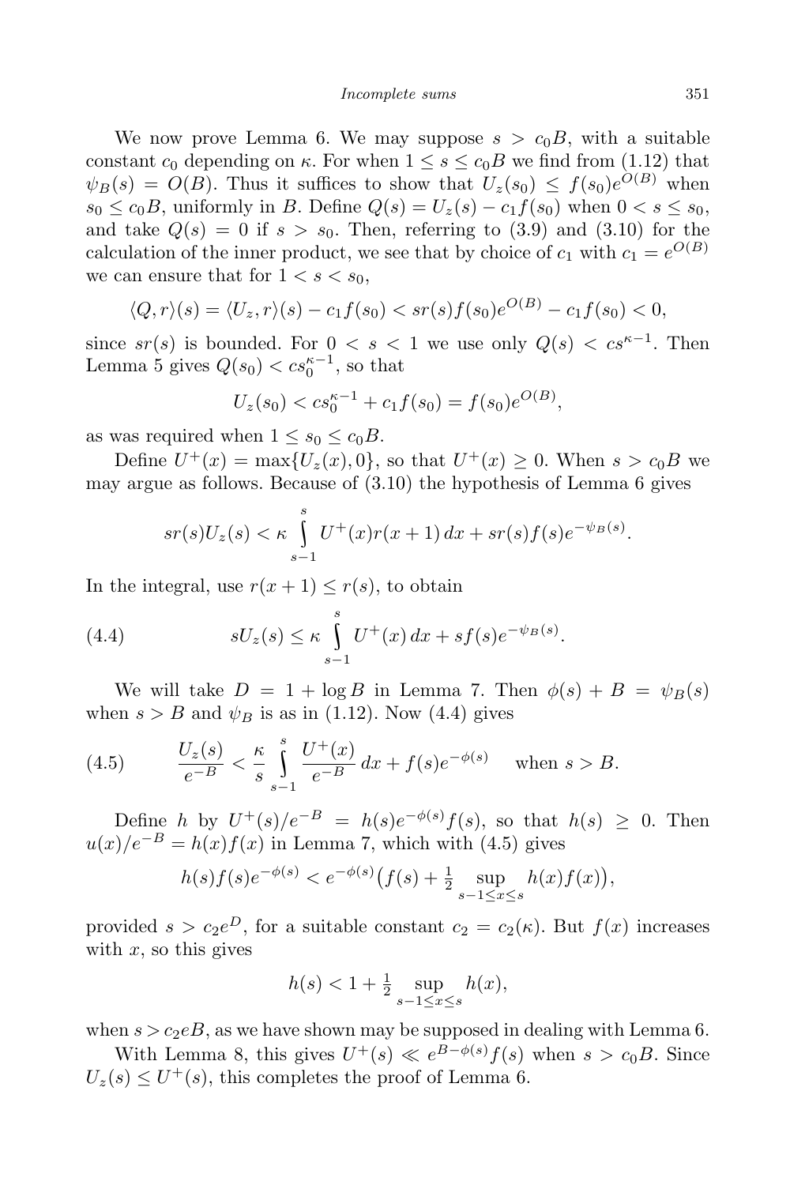We now prove Lemma 6. We may suppose $s > c_0 B$, with a suitable constant $c_0$ depending on $\kappa$. For when $1 \le s \le c_0 B$ we find from (1.12) that $\psi_B(s) = O(B)$. Thus it suffices to show that $U_z(s_0) \le f(s_0)e^{O(B)}$ when $s_0 \le c_0 B$, uniformly in $B$. Define $Q(s) = U_z(s) - c_1 f(s_0)$ when $0 < s \le s_0$, and take $Q(s) = 0$ if $s > s_0$. Then, referring to (3.9) and (3.10) for the calculation of the inner product, we see that by choice of $c_1$ with $c_1 = e^{O(B)}$ we can ensure that for $1 < s < s_0$,

$$\langle Q, r\rangle(s) = \langle U_z, r\rangle(s) - c_1 f(s_0) < sr(s)f(s_0)e^{O(B)} - c_1 f(s_0) < 0,$$

since $sr(s)$ is bounded. For $0 < s < 1$ we use only $Q(s) < cs^{\kappa-1}$. Then Lemma 5 gives $Q(s_0) < cs_0^{\kappa-1}$, so that

$$U_z(s_0) < cs_0^{\kappa-1} + c_1 f(s_0) = f(s_0)e^{O(B)},$$

as was required when $1 \le s_0 \le c_0 B$.

Define $U^+(x) = \max\{U_z(x), 0\}$, so that $U^+(x) \ge 0$. When $s > c_0 B$ we may argue as follows. Because of (3.10) the hypothesis of Lemma 6 gives

$$sr(s)U_z(s) < \kappa \int_{s-1}^{s} U^+(x)r(x+1)\,dx + sr(s)f(s)e^{-\psi_B(s)}.$$

In the integral, use $r(x+1) \le r(s)$, to obtain

$$sU_z(s) \le \kappa \int_{s-1}^{s} U^+(x)\,dx + sf(s)e^{-\psi_B(s)}. \tag{4.4}$$

We will take $D = 1 + \log B$ in Lemma 7. Then $\phi(s) + B = \psi_B(s)$ when $s > B$ and $\psi_B$ is as in (1.12). Now (4.4) gives

$$\frac{U_z(s)}{e^{-B}} < \frac{\kappa}{s}\int_{s-1}^{s} \frac{U^+(x)}{e^{-B}}\,dx + f(s)e^{-\phi(s)} \quad \text{when } s > B. \tag{4.5}$$

Define $h$ by $U^+(s)/e^{-B} = h(s)e^{-\phi(s)}f(s)$, so that $h(s) \ge 0$. Then $u(x)/e^{-B} = h(x)f(x)$ in Lemma 7, which with (4.5) gives

$$h(s)f(s)e^{-\phi(s)} < e^{-\phi(s)}\big(f(s) + \tfrac{1}{2}\sup_{s-1\le x\le s} h(x)f(x)\big),$$

provided $s > c_2 e^D$, for a suitable constant $c_2 = c_2(\kappa)$. But $f(x)$ increases with $x$, so this gives

$$h(s) < 1 + \tfrac{1}{2}\sup_{s-1\le x\le s} h(x),$$

when $s > c_2 eB$, as we have shown may be supposed in dealing with Lemma 6.

With Lemma 8, this gives $U^+(s) \ll e^{B-\phi(s)}f(s)$ when $s > c_0 B$. Since $U_z(s) \le U^+(s)$, this completes the proof of Lemma 6.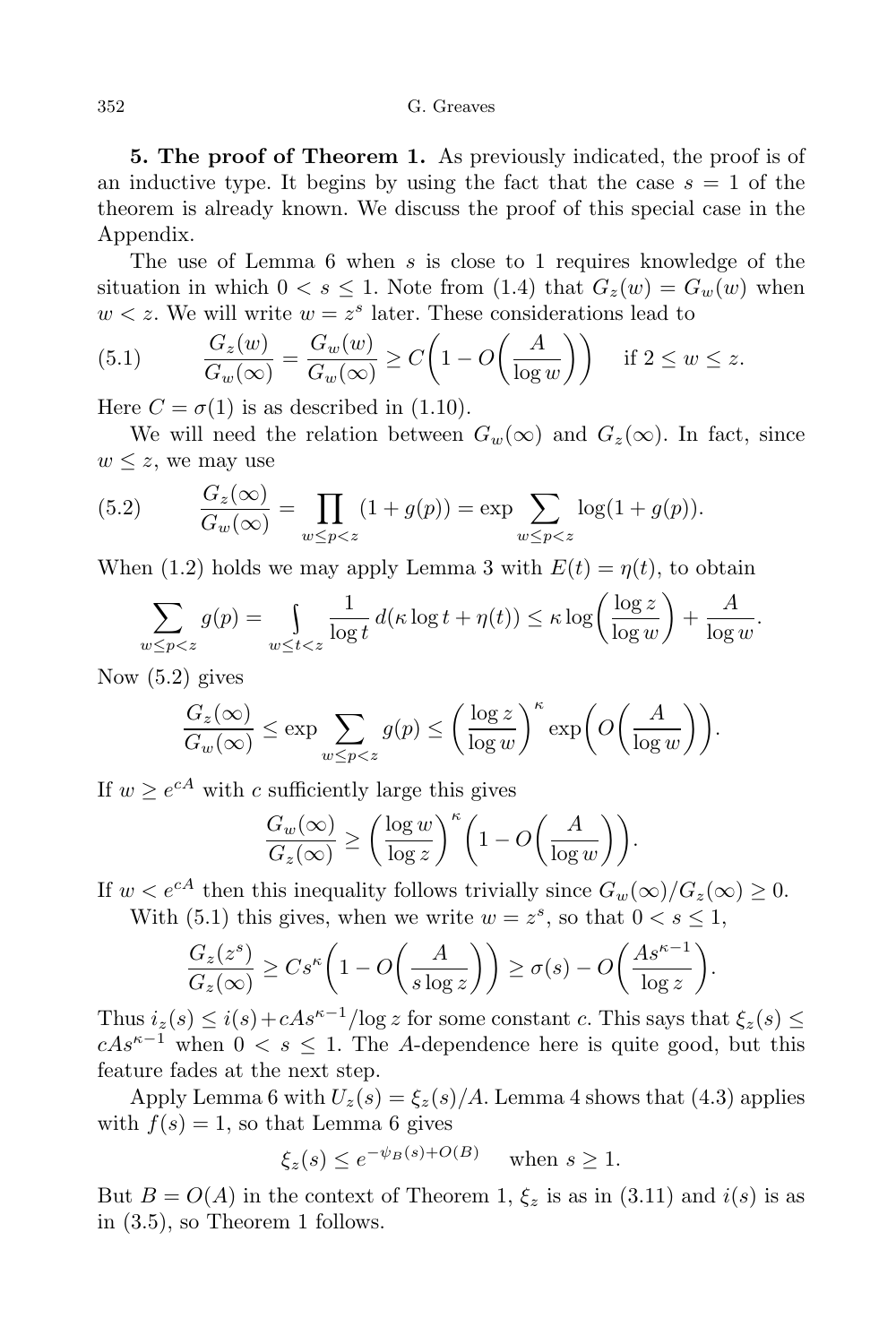**5. The proof of Theorem 1.** As previously indicated, the proof is of an inductive type. It begins by using the fact that the case $s = 1$ of the theorem is already known. We discuss the proof of this special case in the Appendix.

The use of Lemma 6 when $s$ is close to 1 requires knowledge of the situation in which $0 < s \le 1$. Note from (1.4) that $G_z(w) = G_w(w)$ when $w < z$. We will write $w = z^s$ later. These considerations lead to

$$\frac{G_z(w)}{G_w(\infty)} = \frac{G_w(w)}{G_w(\infty)} \ge C\left(1 - O\left(\frac{A}{\log w}\right)\right) \quad \text{if } 2 \le w \le z. \tag{5.1}$$

Here $C = \sigma(1)$ is as described in (1.10).

We will need the relation between $G_w(\infty)$ and $G_z(\infty)$. In fact, since $w \le z$, we may use

$$\frac{G_z(\infty)}{G_w(\infty)} = \prod_{w \le p < z} (1 + g(p)) = \exp \sum_{w \le p < z} \log(1 + g(p)). \tag{5.2}$$

When (1.2) holds we may apply Lemma 3 with $E(t) = \eta(t)$, to obtain

$$\sum_{w \le p < z} g(p) = \int_{w \le t < z} \frac{1}{\log t}\, d(\kappa \log t + \eta(t)) \le \kappa \log\left(\frac{\log z}{\log w}\right) + \frac{A}{\log w}.$$

Now (5.2) gives

$$\frac{G_z(\infty)}{G_w(\infty)} \le \exp \sum_{w \le p < z} g(p) \le \left(\frac{\log z}{\log w}\right)^{\kappa} \exp\left(O\left(\frac{A}{\log w}\right)\right).$$

If $w \ge e^{cA}$ with $c$ sufficiently large this gives

$$\frac{G_w(\infty)}{G_z(\infty)} \ge \left(\frac{\log w}{\log z}\right)^{\kappa} \left(1 - O\left(\frac{A}{\log w}\right)\right).$$

If $w < e^{cA}$ then this inequality follows trivially since $G_w(\infty)/G_z(\infty) \ge 0$.

With (5.1) this gives, when we write $w = z^s$, so that $0 < s \le 1$,

$$\frac{G_z(z^s)}{G_z(\infty)} \ge C s^{\kappa} \left(1 - O\left(\frac{A}{s \log z}\right)\right) \ge \sigma(s) - O\left(\frac{A s^{\kappa - 1}}{\log z}\right).$$

Thus $i_z(s) \le i(s) + cAs^{\kappa-1}/\log z$ for some constant $c$. This says that $\xi_z(s) \le cAs^{\kappa-1}$ when $0 < s \le 1$. The $A$-dependence here is quite good, but this feature fades at the next step.

Apply Lemma 6 with $U_z(s) = \xi_z(s)/A$. Lemma 4 shows that (4.3) applies with $f(s) = 1$, so that Lemma 6 gives

$$\xi_z(s) \le e^{-\psi_B(s) + O(B)} \quad \text{when } s \ge 1.$$

But $B = O(A)$ in the context of Theorem 1, $\xi_z$ is as in (3.11) and $i(s)$ is as in (3.5), so Theorem 1 follows.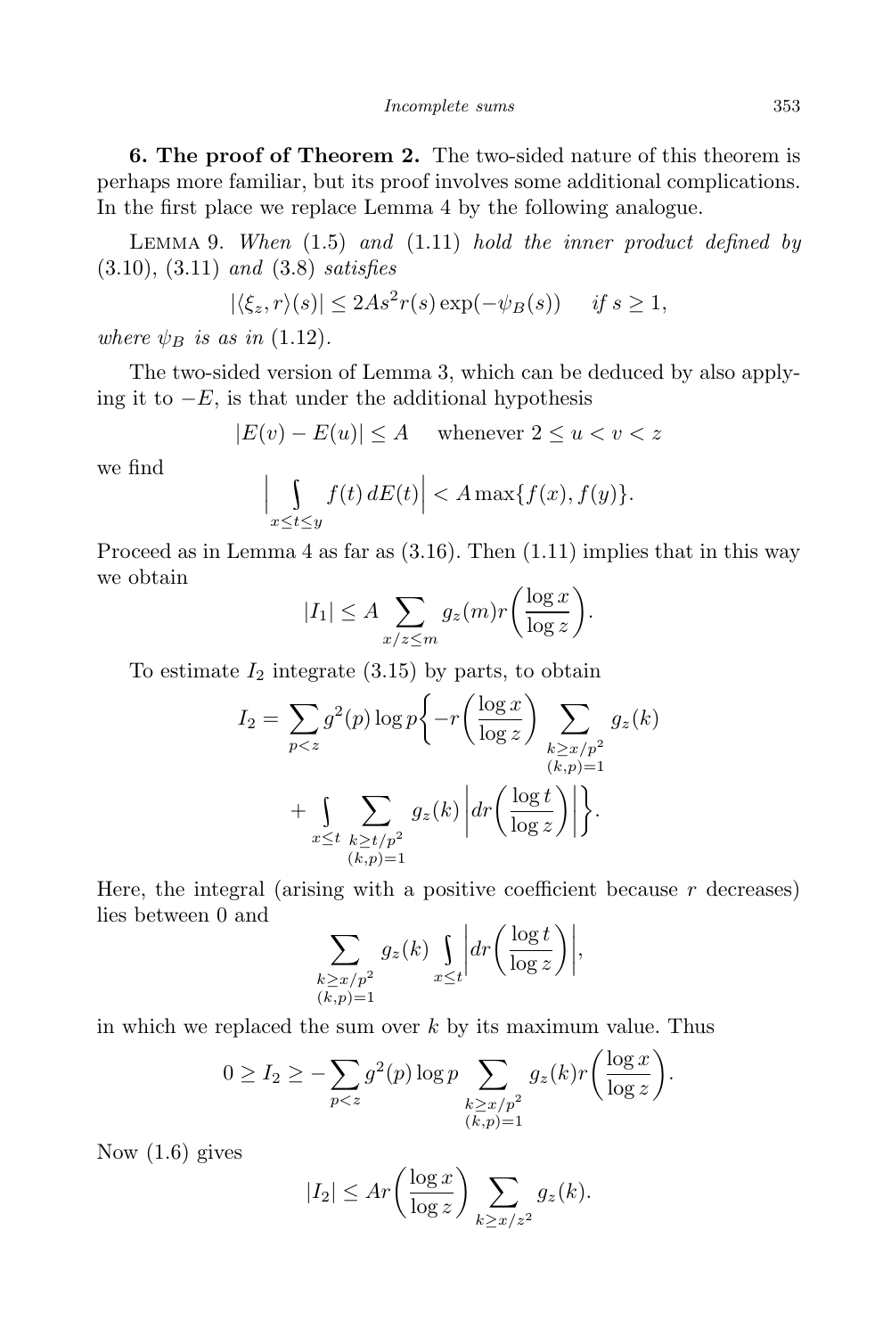**6. The proof of Theorem 2.** The two-sided nature of this theorem is perhaps more familiar, but its proof involves some additional complications. In the first place we replace Lemma 4 by the following analogue.

Lemma 9. *When* (1.5) *and* (1.11) *hold the inner product defined by* (3.10), (3.11) *and* (3.8) *satisfies*

$$|\langle \xi_z, r\rangle(s)| \le 2As^2 r(s)\exp(-\psi_B(s)) \quad \text{ if } s \ge 1,$$

*where* $\psi_B$ *is as in* (1.12).

The two-sided version of Lemma 3, which can be deduced by also applying it to $-E$, is that under the additional hypothesis

$$|E(v) - E(u)| \le A \quad \text{ whenever } 2 \le u < v < z$$

we find

$$\Big|\int\limits_{x \le t \le y} f(t)\, dE(t)\Big| < A\max\{f(x), f(y)\}.$$

Proceed as in Lemma 4 as far as (3.16). Then (1.11) implies that in this way we obtain

$$|I_1| \le A \sum_{x/z \le m} g_z(m) r\bigg(\frac{\log x}{\log z}\bigg).$$

To estimate $I_2$ integrate (3.15) by parts, to obtain

$$I_2 = \sum_{p<z} g^2(p)\log p \bigg\{ -r\bigg(\frac{\log x}{\log z}\bigg) \sum_{\substack{k \ge x/p^2\\ (k,p)=1}} g_z(k) + \int\limits_{x \le t} \sum_{\substack{k \ge t/p^2\\ (k,p)=1}} g_z(k) \bigg| dr\bigg(\frac{\log t}{\log z}\bigg)\bigg| \bigg\}.$$

Here, the integral (arising with a positive coefficient because $r$ decreases) lies between 0 and

$$\sum_{\substack{k \ge x/p^2\\ (k,p)=1}} g_z(k) \int\limits_{x \le t} \bigg| dr\bigg(\frac{\log t}{\log z}\bigg)\bigg|,$$

in which we replaced the sum over $k$ by its maximum value. Thus

$$0 \ge I_2 \ge -\sum_{p<z} g^2(p)\log p \sum_{\substack{k \ge x/p^2\\ (k,p)=1}} g_z(k) r\bigg(\frac{\log x}{\log z}\bigg).$$

Now (1.6) gives

$$|I_2| \le Ar\bigg(\frac{\log x}{\log z}\bigg) \sum_{k \ge x/z^2} g_z(k).$$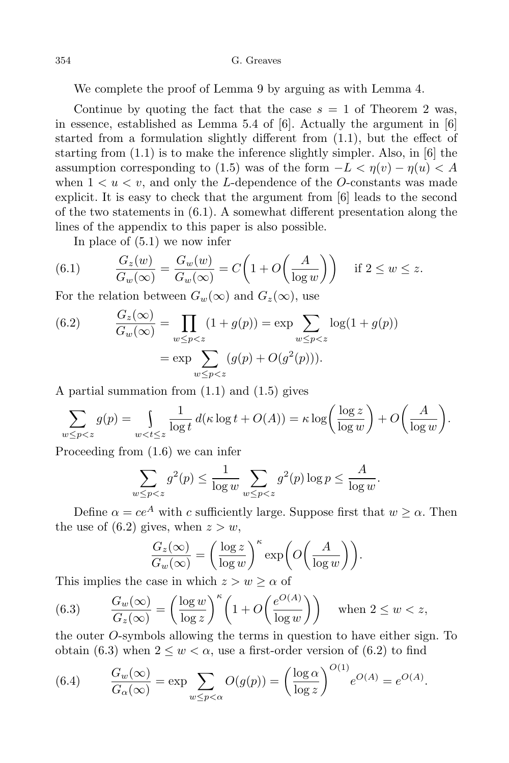We complete the proof of Lemma 9 by arguing as with Lemma 4.

Continue by quoting the fact that the case $s = 1$ of Theorem 2 was, in essence, established as Lemma 5.4 of [6]. Actually the argument in [6] started from a formulation slightly different from (1.1), but the effect of starting from (1.1) is to make the inference slightly simpler. Also, in [6] the assumption corresponding to (1.5) was of the form $-L < \eta(v) - \eta(u) < A$ when $1 < u < v$, and only the $L$-dependence of the $O$-constants was made explicit. It is easy to check that the argument from [6] leads to the second of the two statements in (6.1). A somewhat different presentation along the lines of the appendix to this paper is also possible.

In place of (5.1) we now infer

$$\frac{G_z(w)}{G_w(\infty)} = \frac{G_w(w)}{G_w(\infty)} = C\left(1 + O\left(\frac{A}{\log w}\right)\right) \quad \text{if } 2 \le w \le z. \tag{6.1}$$

For the relation between $G_w(\infty)$ and $G_z(\infty)$, use

$$\begin{aligned}\frac{G_z(\infty)}{G_w(\infty)} &= \prod_{w \le p < z} (1 + g(p)) = \exp \sum_{w \le p < z} \log(1 + g(p)) \\ &= \exp \sum_{w \le p < z} (g(p) + O(g^2(p))).\end{aligned} \tag{6.2}$$

A partial summation from (1.1) and (1.5) gives

$$\sum_{w \le p < z} g(p) = \int_{w < t \le z} \frac{1}{\log t}\, d(\kappa \log t + O(A)) = \kappa \log\left(\frac{\log z}{\log w}\right) + O\left(\frac{A}{\log w}\right).$$

Proceeding from (1.6) we can infer

$$\sum_{w \le p < z} g^2(p) \le \frac{1}{\log w} \sum_{w \le p < z} g^2(p) \log p \le \frac{A}{\log w}.$$

Define $\alpha = ce^A$ with $c$ sufficiently large. Suppose first that $w \ge \alpha$. Then the use of (6.2) gives, when $z > w$,

$$\frac{G_z(\infty)}{G_w(\infty)} = \left(\frac{\log z}{\log w}\right)^{\kappa} \exp\left(O\left(\frac{A}{\log w}\right)\right).$$

This implies the case in which $z > w \ge \alpha$ of

$$\frac{G_w(\infty)}{G_z(\infty)} = \left(\frac{\log w}{\log z}\right)^{\kappa}\left(1 + O\left(\frac{e^{O(A)}}{\log w}\right)\right) \quad \text{when } 2 \le w < z, \tag{6.3}$$

the outer $O$-symbols allowing the terms in question to have either sign. To obtain (6.3) when $2 \le w < \alpha$, use a first-order version of (6.2) to find

$$\frac{G_w(\infty)}{G_\alpha(\infty)} = \exp \sum_{w \le p < \alpha} O(g(p)) = \left(\frac{\log \alpha}{\log z}\right)^{O(1)} e^{O(A)} = e^{O(A)}. \tag{6.4}$$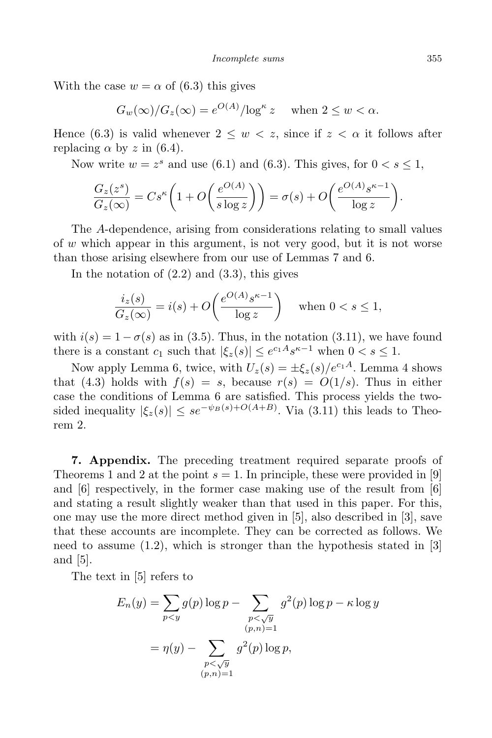With the case $w = \alpha$ of (6.3) this gives

$$G_w(\infty)/G_z(\infty) = e^{O(A)}/\log^\kappa z \quad \text{ when } 2 \le w < \alpha.$$

Hence (6.3) is valid whenever $2 \le w < z$, since if $z < \alpha$ it follows after replacing $\alpha$ by $z$ in (6.4).

Now write $w = z^s$ and use (6.1) and (6.3). This gives, for $0 < s \le 1$,

$$\frac{G_z(z^s)}{G_z(\infty)} = Cs^\kappa\left(1 + O\left(\frac{e^{O(A)}}{s\log z}\right)\right) = \sigma(s) + O\left(\frac{e^{O(A)}s^{\kappa-1}}{\log z}\right).$$

The $A$-dependence, arising from considerations relating to small values of $w$ which appear in this argument, is not very good, but it is not worse than those arising elsewhere from our use of Lemmas 7 and 6.

In the notation of (2.2) and (3.3), this gives

$$\frac{i_z(s)}{G_z(\infty)} = i(s) + O\left(\frac{e^{O(A)}s^{\kappa-1}}{\log z}\right) \quad \text{ when } 0 < s \le 1,$$

with $i(s) = 1 - \sigma(s)$ as in (3.5). Thus, in the notation (3.11), we have found there is a constant $c_1$ such that $|\xi_z(s)| \le e^{c_1 A}s^{\kappa-1}$ when $0 < s \le 1$.

Now apply Lemma 6, twice, with $U_z(s) = \pm\xi_z(s)/e^{c_1 A}$. Lemma 4 shows that (4.3) holds with $f(s) = s$, because $r(s) = O(1/s)$. Thus in either case the conditions of Lemma 6 are satisfied. This process yields the two-sided inequality $|\xi_z(s)| \le se^{-\psi_B(s)+O(A+B)}$. Via (3.11) this leads to Theorem 2.

**7. Appendix.** The preceding treatment required separate proofs of Theorems 1 and 2 at the point $s = 1$. In principle, these were provided in [9] and [6] respectively, in the former case making use of the result from [6] and stating a result slightly weaker than that used in this paper. For this, one may use the more direct method given in [5], also described in [3], save that these accounts are incomplete. They can be corrected as follows. We need to assume (1.2), which is stronger than the hypothesis stated in [3] and [5].

The text in [5] refers to

$$\begin{aligned} E_n(y) &= \sum_{p<y} g(p)\log p - \sum_{\substack{p<\sqrt{y} \\ (p,n)=1}} g^2(p)\log p - \kappa\log y \\ &= \eta(y) - \sum_{\substack{p<\sqrt{y} \\ (p,n)=1}} g^2(p)\log p, \end{aligned}$$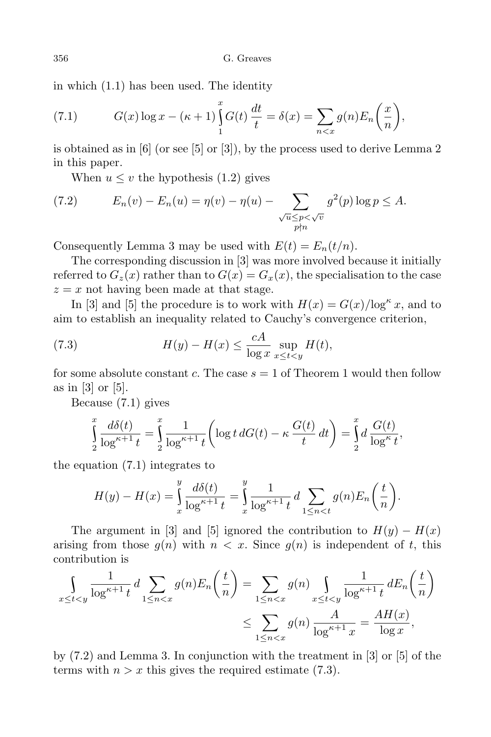in which (1.1) has been used. The identity

$$G(x)\log x-(\kappa+1)\int_1^x G(t)\,\frac{dt}{t}=\delta(x)=\sum_{n<x}g(n)E_n\biggl(\frac{x}{n}\biggr), \tag{7.1}$$

is obtained as in [6] (or see [5] or [3]), by the process used to derive Lemma 2 in this paper.

When $u\le v$ the hypothesis (1.2) gives

$$E_n(v)-E_n(u)=\eta(v)-\eta(u)-\sum_{\substack{\sqrt{u}\le p<\sqrt{v}\\ p\nmid n}}g^2(p)\log p\le A. \tag{7.2}$$

Consequently Lemma 3 may be used with $E(t)=E_n(t/n)$.

The corresponding discussion in [3] was more involved because it initially referred to $G_z(x)$ rather than to $G(x)=G_x(x)$, the specialisation to the case $z=x$ not having been made at that stage.

In [3] and [5] the procedure is to work with $H(x)=G(x)/\log^\kappa x$, and to aim to establish an inequality related to Cauchy's convergence criterion,

$$H(y)-H(x)\le\frac{cA}{\log x}\sup_{x\le t<y}H(t), \tag{7.3}$$

for some absolute constant $c$. The case $s=1$ of Theorem 1 would then follow as in [3] or [5].

Because (7.1) gives

$$\int_2^x\frac{d\delta(t)}{\log^{\kappa+1}t}=\int_2^x\frac{1}{\log^{\kappa+1}t}\biggl(\log t\,dG(t)-\kappa\,\frac{G(t)}{t}\,dt\biggr)=\int_2^x d\,\frac{G(t)}{\log^\kappa t},$$

the equation (7.1) integrates to

$$H(y)-H(x)=\int_x^y\frac{d\delta(t)}{\log^{\kappa+1}t}=\int_x^y\frac{1}{\log^{\kappa+1}t}\,d\sum_{1\le n<t}g(n)E_n\biggl(\frac{t}{n}\biggr).$$

The argument in [3] and [5] ignored the contribution to $H(y)-H(x)$ arising from those $g(n)$ with $n<x$. Since $g(n)$ is independent of $t$, this contribution is

$$\begin{aligned}\int_{x\le t<y}\frac{1}{\log^{\kappa+1}t}\,d\sum_{1\le n<x}g(n)E_n\biggl(\frac{t}{n}\biggr)&=\sum_{1\le n<x}g(n)\int_{x\le t<y}\frac{1}{\log^{\kappa+1}t}\,dE_n\biggl(\frac{t}{n}\biggr)\\&\le\sum_{1\le n<x}g(n)\,\frac{A}{\log^{\kappa+1}x}=\frac{AH(x)}{\log x},\end{aligned}$$

by (7.2) and Lemma 3. In conjunction with the treatment in [3] or [5] of the terms with $n>x$ this gives the required estimate (7.3).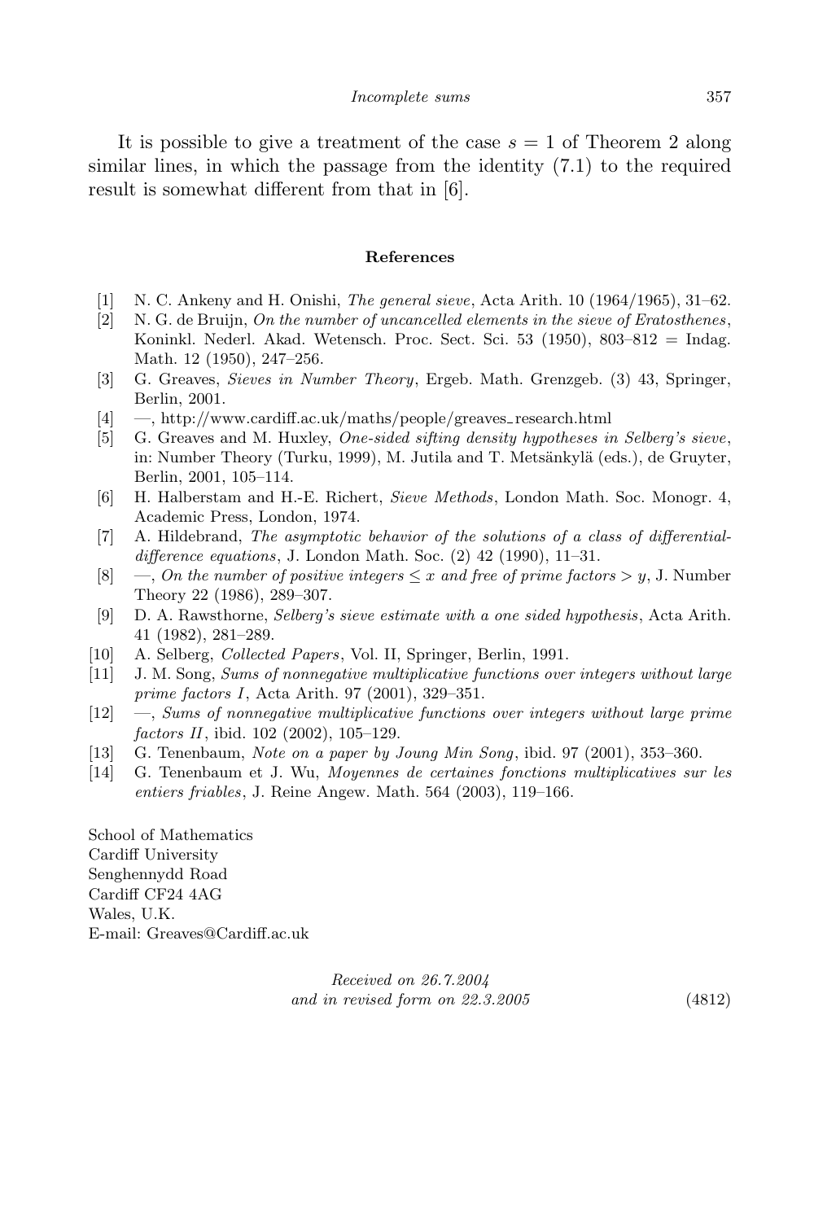It is possible to give a treatment of the case $s = 1$ of Theorem 2 along similar lines, in which the passage from the identity (7.1) to the required result is somewhat different from that in [6].

### References

[1] N. C. Ankeny and H. Onishi, *The general sieve*, Acta Arith. 10 (1964/1965), 31–62.

[2] N. G. de Bruijn, *On the number of uncancelled elements in the sieve of Eratosthenes*, Koninkl. Nederl. Akad. Wetensch. Proc. Sect. Sci. 53 (1950), 803–812 = Indag. Math. 12 (1950), 247–256.

[3] G. Greaves, *Sieves in Number Theory*, Ergeb. Math. Grenzgeb. (3) 43, Springer, Berlin, 2001.

[4] —, http://www.cardiff.ac.uk/maths/people/greaves_research.html

[5] G. Greaves and M. Huxley, *One-sided sifting density hypotheses in Selberg's sieve*, in: Number Theory (Turku, 1999), M. Jutila and T. Metsänkylä (eds.), de Gruyter, Berlin, 2001, 105–114.

[6] H. Halberstam and H.-E. Richert, *Sieve Methods*, London Math. Soc. Monogr. 4, Academic Press, London, 1974.

[7] A. Hildebrand, *The asymptotic behavior of the solutions of a class of differential-difference equations*, J. London Math. Soc. (2) 42 (1990), 11–31.

[8] —, *On the number of positive integers $\leq x$ and free of prime factors $> y$*, J. Number Theory 22 (1986), 289–307.

[9] D. A. Rawsthorne, *Selberg's sieve estimate with a one sided hypothesis*, Acta Arith. 41 (1982), 281–289.

[10] A. Selberg, *Collected Papers*, Vol. II, Springer, Berlin, 1991.

[11] J. M. Song, *Sums of nonnegative multiplicative functions over integers without large prime factors I*, Acta Arith. 97 (2001), 329–351.

[12] —, *Sums of nonnegative multiplicative functions over integers without large prime factors II*, ibid. 102 (2002), 105–129.

[13] G. Tenenbaum, *Note on a paper by Joung Min Song*, ibid. 97 (2001), 353–360.

[14] G. Tenenbaum et J. Wu, *Moyennes de certaines fonctions multiplicatives sur les entiers friables*, J. Reine Angew. Math. 564 (2003), 119–166.

School of Mathematics
Cardiff University
Senghennydd Road
Cardiff CF24 4AG
Wales, U.K.
E-mail: Greaves@Cardiff.ac.uk

*Received on 26.7.2004*
*and in revised form on 22.3.2005* (4812)